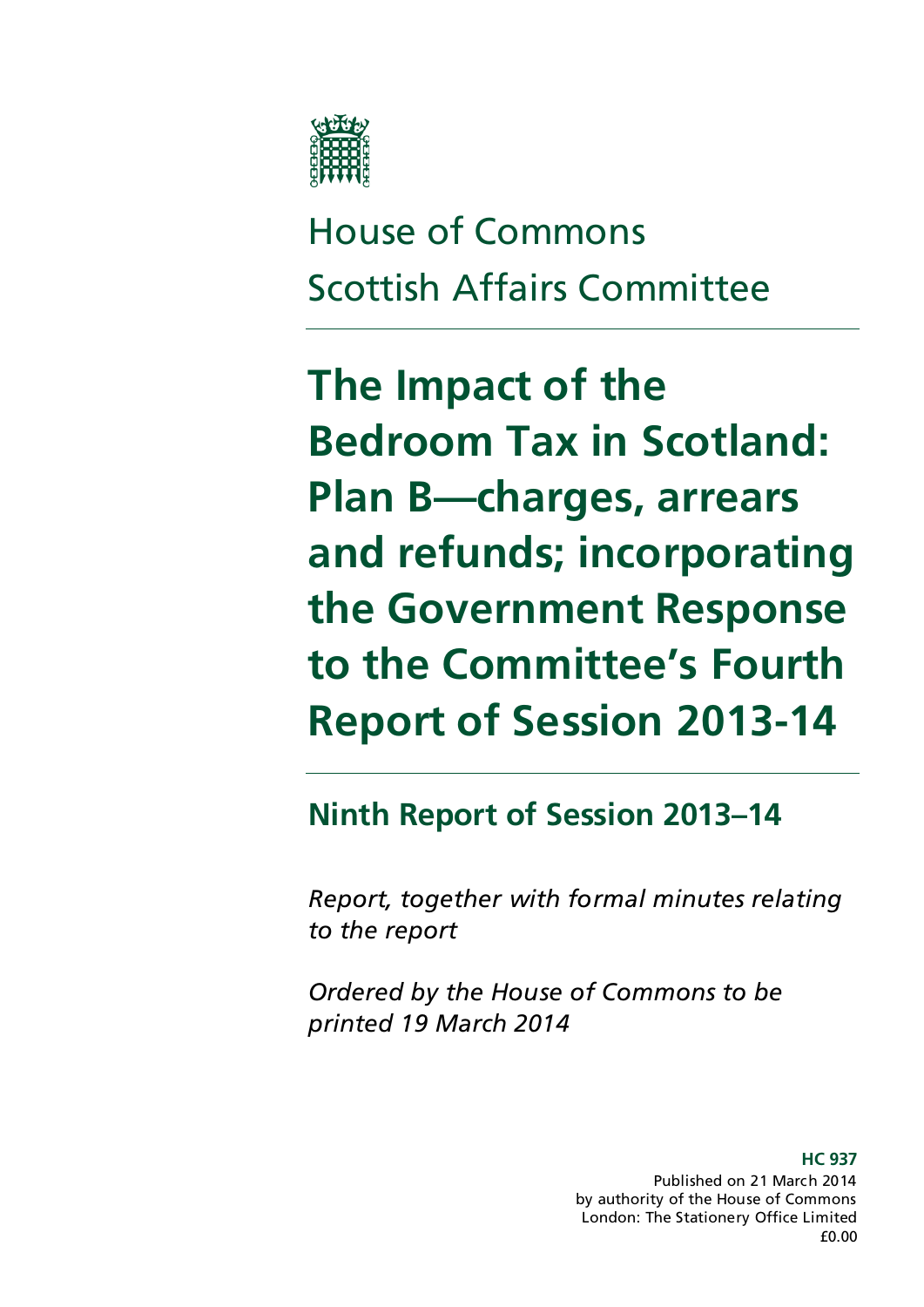House of Commons
Scottish Affairs Committee

# The Impact of the Bedroom Tax in Scotland: Plan B—charges, arrears and refunds; incorporating the Government Response to the Committee's Fourth Report of Session 2013-14

## Ninth Report of Session 2013–14

*Report, together with formal minutes relating to the report*

*Ordered by the House of Commons to be printed 19 March 2014*

**HC 937**
Published on 21 March 2014
by authority of the House of Commons
London: The Stationery Office Limited
£0.00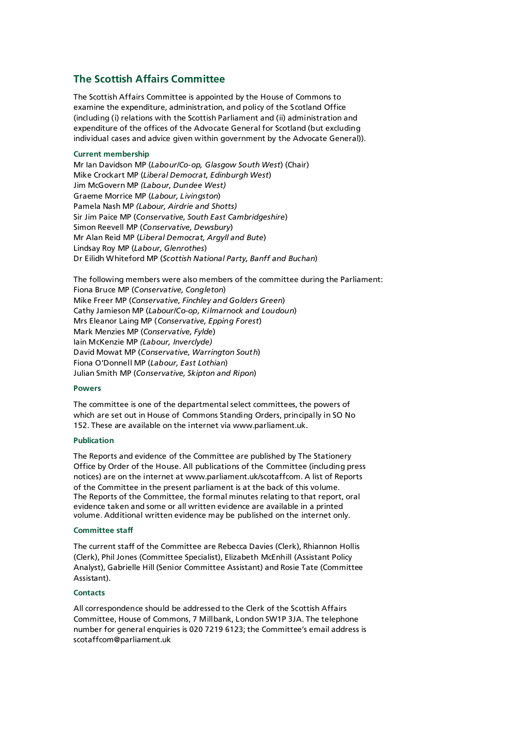## The Scottish Affairs Committee

The Scottish Affairs Committee is appointed by the House of Commons to examine the expenditure, administration, and policy of the Scotland Office (including (i) relations with the Scottish Parliament and (ii) administration and expenditure of the offices of the Advocate General for Scotland (but excluding individual cases and advice given within government by the Advocate General)).

### Current membership

Mr Ian Davidson MP (*Labour/Co-op, Glasgow South West*) (Chair)
Mike Crockart MP (*Liberal Democrat, Edinburgh West*)
Jim McGovern MP *(Labour, Dundee West)*
Graeme Morrice MP (*Labour, Livingston*)
Pamela Nash MP *(Labour, Airdrie and Shotts)*
Sir Jim Paice MP (*Conservative, South East Cambridgeshire*)
Simon Reevell MP (*Conservative, Dewsbury*)
Mr Alan Reid MP (*Liberal Democrat, Argyll and Bute*)
Lindsay Roy MP (*Labour, Glenrothes*)
Dr Eilidh Whiteford MP (*Scottish National Party, Banff and Buchan*)

The following members were also members of the committee during the Parliament:
Fiona Bruce MP (*Conservative, Congleton*)
Mike Freer MP (*Conservative, Finchley and Golders Green*)
Cathy Jamieson MP (*Labour/Co-op, Kilmarnock and Loudoun*)
Mrs Eleanor Laing MP (*Conservative, Epping Forest*)
Mark Menzies MP (*Conservative, Fylde*)
Iain McKenzie MP *(Labour, Inverclyde)*
David Mowat MP (*Conservative, Warrington South*)
Fiona O'Donnell MP (*Labour, East Lothian*)
Julian Smith MP (*Conservative, Skipton and Ripon*)

### Powers

The committee is one of the departmental select committees, the powers of which are set out in House of Commons Standing Orders, principally in SO No 152. These are available on the internet via www.parliament.uk.

### Publication

The Reports and evidence of the Committee are published by The Stationery Office by Order of the House. All publications of the Committee (including press notices) are on the internet at www.parliament.uk/scotaffcom. A list of Reports of the Committee in the present parliament is at the back of this volume.
The Reports of the Committee, the formal minutes relating to that report, oral evidence taken and some or all written evidence are available in a printed volume. Additional written evidence may be published on the internet only.

### Committee staff

The current staff of the Committee are Rebecca Davies (Clerk), Rhiannon Hollis (Clerk), Phil Jones (Committee Specialist), Elizabeth McEnhill (Assistant Policy Analyst), Gabrielle Hill (Senior Committee Assistant) and Rosie Tate (Committee Assistant).

### Contacts

All correspondence should be addressed to the Clerk of the Scottish Affairs Committee, House of Commons, 7 Millbank, London SW1P 3JA. The telephone number for general enquiries is 020 7219 6123; the Committee's email address is scotaffcom@parliament.uk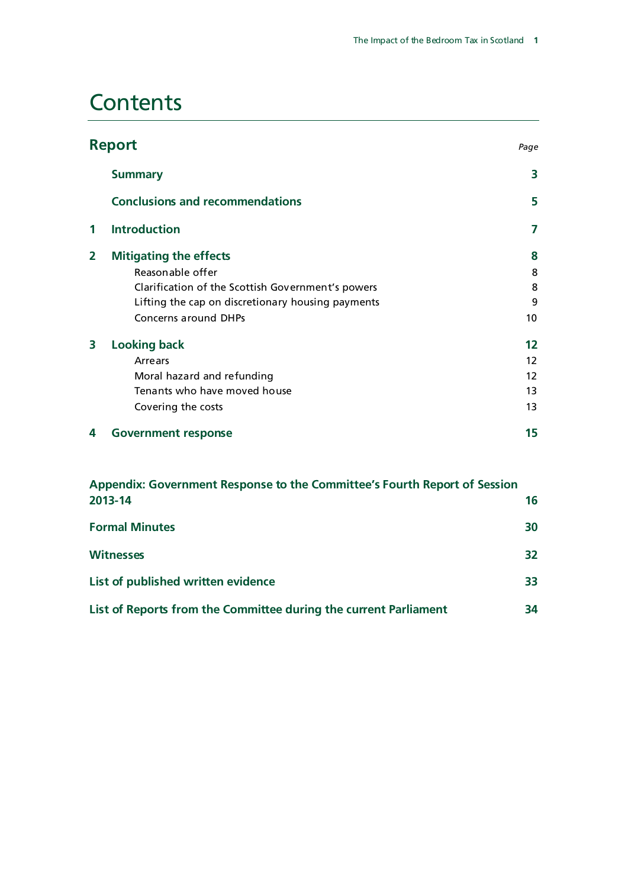# Contents

## Report

*Page*

**Summary** 3

**Conclusions and recommendations** 5

**1 Introduction** 7

**2 Mitigating the effects** 8

- Reasonable offer 8
- Clarification of the Scottish Government's powers 8
- Lifting the cap on discretionary housing payments 9
- Concerns around DHPs 10

**3 Looking back** 12

- Arrears 12
- Moral hazard and refunding 12
- Tenants who have moved house 13
- Covering the costs 13

**4 Government response** 15

**Appendix: Government Response to the Committee's Fourth Report of Session 2013-14** 16

**Formal Minutes** 30

**Witnesses** 32

**List of published written evidence** 33

**List of Reports from the Committee during the current Parliament** 34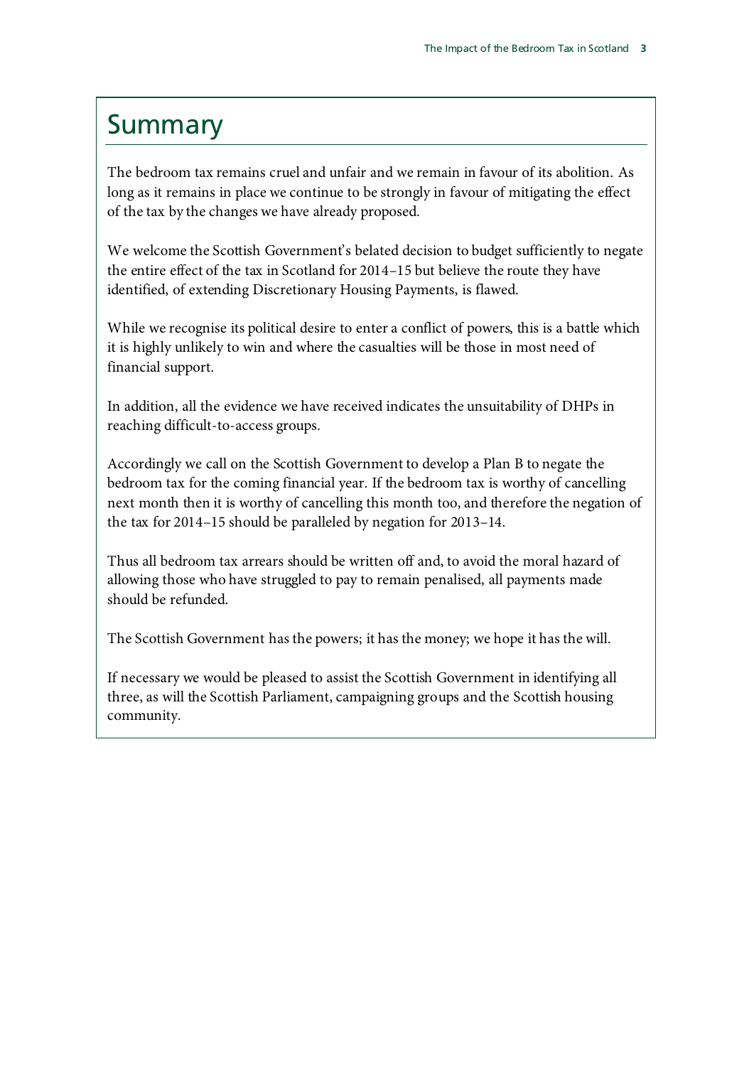# Summary

The bedroom tax remains cruel and unfair and we remain in favour of its abolition. As long as it remains in place we continue to be strongly in favour of mitigating the effect of the tax by the changes we have already proposed.

We welcome the Scottish Government's belated decision to budget sufficiently to negate the entire effect of the tax in Scotland for 2014–15 but believe the route they have identified, of extending Discretionary Housing Payments, is flawed.

While we recognise its political desire to enter a conflict of powers, this is a battle which it is highly unlikely to win and where the casualties will be those in most need of financial support.

In addition, all the evidence we have received indicates the unsuitability of DHPs in reaching difficult-to-access groups.

Accordingly we call on the Scottish Government to develop a Plan B to negate the bedroom tax for the coming financial year. If the bedroom tax is worthy of cancelling next month then it is worthy of cancelling this month too, and therefore the negation of the tax for 2014–15 should be paralleled by negation for 2013–14.

Thus all bedroom tax arrears should be written off and, to avoid the moral hazard of allowing those who have struggled to pay to remain penalised, all payments made should be refunded.

The Scottish Government has the powers; it has the money; we hope it has the will.

If necessary we would be pleased to assist the Scottish Government in identifying all three, as will the Scottish Parliament, campaigning groups and the Scottish housing community.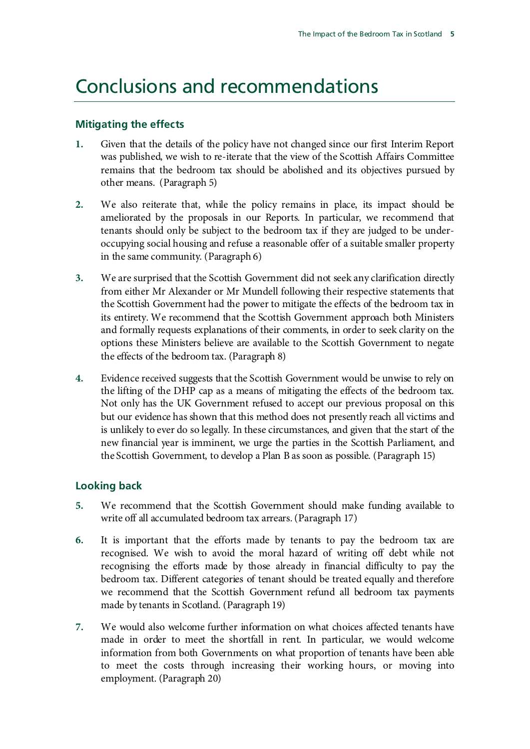# Conclusions and recommendations

## Mitigating the effects

**1.** Given that the details of the policy have not changed since our first Interim Report was published, we wish to re-iterate that the view of the Scottish Affairs Committee remains that the bedroom tax should be abolished and its objectives pursued by other means. (Paragraph 5)

**2.** We also reiterate that, while the policy remains in place, its impact should be ameliorated by the proposals in our Reports. In particular, we recommend that tenants should only be subject to the bedroom tax if they are judged to be under-occupying social housing and refuse a reasonable offer of a suitable smaller property in the same community. (Paragraph 6)

**3.** We are surprised that the Scottish Government did not seek any clarification directly from either Mr Alexander or Mr Mundell following their respective statements that the Scottish Government had the power to mitigate the effects of the bedroom tax in its entirety. We recommend that the Scottish Government approach both Ministers and formally requests explanations of their comments, in order to seek clarity on the options these Ministers believe are available to the Scottish Government to negate the effects of the bedroom tax. (Paragraph 8)

**4.** Evidence received suggests that the Scottish Government would be unwise to rely on the lifting of the DHP cap as a means of mitigating the effects of the bedroom tax. Not only has the UK Government refused to accept our previous proposal on this but our evidence has shown that this method does not presently reach all victims and is unlikely to ever do so legally. In these circumstances, and given that the start of the new financial year is imminent, we urge the parties in the Scottish Parliament, and the Scottish Government, to develop a Plan B as soon as possible. (Paragraph 15)

## Looking back

**5.** We recommend that the Scottish Government should make funding available to write off all accumulated bedroom tax arrears. (Paragraph 17)

**6.** It is important that the efforts made by tenants to pay the bedroom tax are recognised. We wish to avoid the moral hazard of writing off debt while not recognising the efforts made by those already in financial difficulty to pay the bedroom tax. Different categories of tenant should be treated equally and therefore we recommend that the Scottish Government refund all bedroom tax payments made by tenants in Scotland. (Paragraph 19)

**7.** We would also welcome further information on what choices affected tenants have made in order to meet the shortfall in rent. In particular, we would welcome information from both Governments on what proportion of tenants have been able to meet the costs through increasing their working hours, or moving into employment. (Paragraph 20)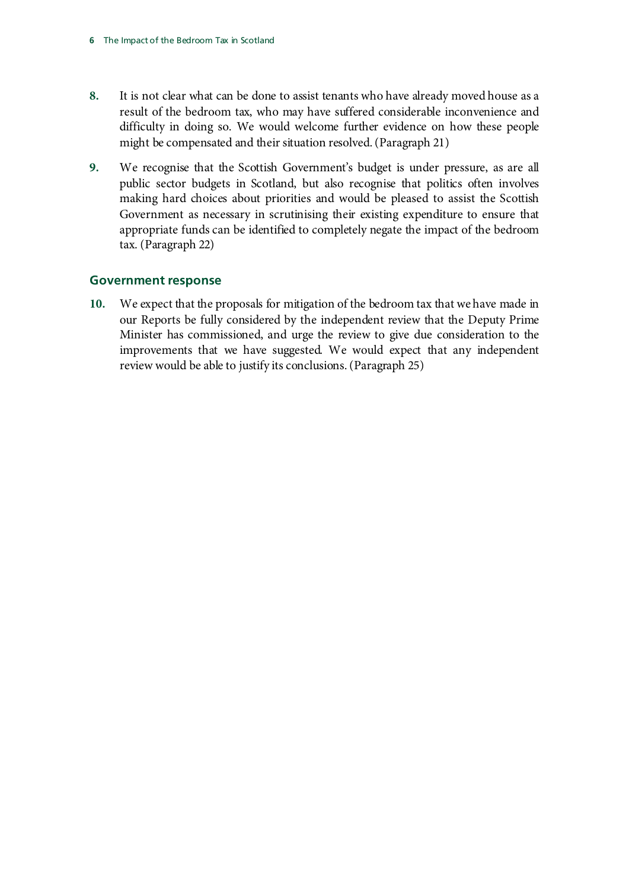8. It is not clear what can be done to assist tenants who have already moved house as a result of the bedroom tax, who may have suffered considerable inconvenience and difficulty in doing so. We would welcome further evidence on how these people might be compensated and their situation resolved. (Paragraph 21)

9. We recognise that the Scottish Government's budget is under pressure, as are all public sector budgets in Scotland, but also recognise that politics often involves making hard choices about priorities and would be pleased to assist the Scottish Government as necessary in scrutinising their existing expenditure to ensure that appropriate funds can be identified to completely negate the impact of the bedroom tax. (Paragraph 22)

## Government response

10. We expect that the proposals for mitigation of the bedroom tax that we have made in our Reports be fully considered by the independent review that the Deputy Prime Minister has commissioned, and urge the review to give due consideration to the improvements that we have suggested. We would expect that any independent review would be able to justify its conclusions. (Paragraph 25)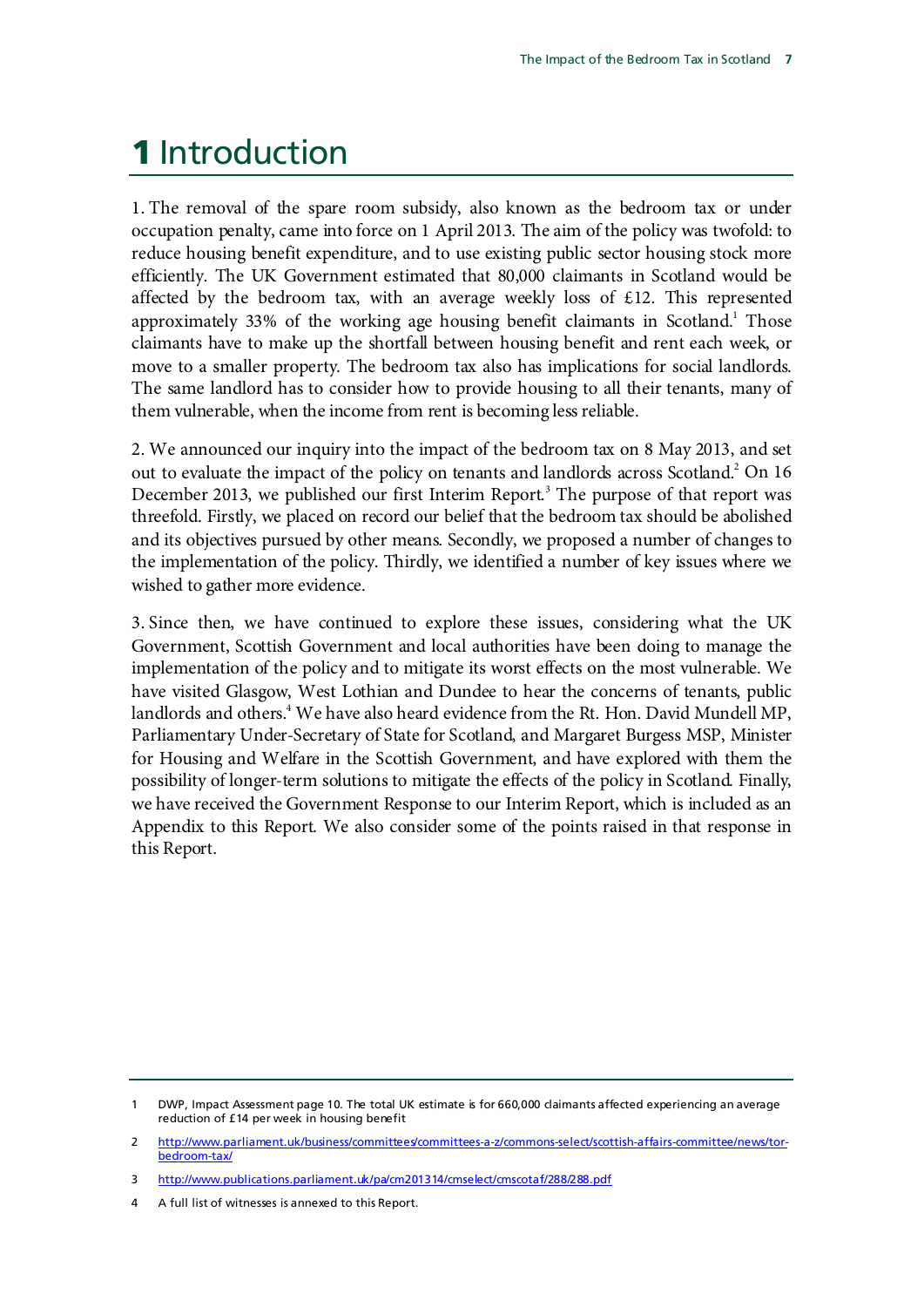# 1 Introduction

1. The removal of the spare room subsidy, also known as the bedroom tax or under occupation penalty, came into force on 1 April 2013. The aim of the policy was twofold: to reduce housing benefit expenditure, and to use existing public sector housing stock more efficiently. The UK Government estimated that 80,000 claimants in Scotland would be affected by the bedroom tax, with an average weekly loss of £12. This represented approximately 33% of the working age housing benefit claimants in Scotland.[1] Those claimants have to make up the shortfall between housing benefit and rent each week, or move to a smaller property. The bedroom tax also has implications for social landlords. The same landlord has to consider how to provide housing to all their tenants, many of them vulnerable, when the income from rent is becoming less reliable.

2. We announced our inquiry into the impact of the bedroom tax on 8 May 2013, and set out to evaluate the impact of the policy on tenants and landlords across Scotland.[2] On 16 December 2013, we published our first Interim Report.[3] The purpose of that report was threefold. Firstly, we placed on record our belief that the bedroom tax should be abolished and its objectives pursued by other means. Secondly, we proposed a number of changes to the implementation of the policy. Thirdly, we identified a number of key issues where we wished to gather more evidence.

3. Since then, we have continued to explore these issues, considering what the UK Government, Scottish Government and local authorities have been doing to manage the implementation of the policy and to mitigate its worst effects on the most vulnerable. We have visited Glasgow, West Lothian and Dundee to hear the concerns of tenants, public landlords and others.[4] We have also heard evidence from the Rt. Hon. David Mundell MP, Parliamentary Under-Secretary of State for Scotland, and Margaret Burgess MSP, Minister for Housing and Welfare in the Scottish Government, and have explored with them the possibility of longer-term solutions to mitigate the effects of the policy in Scotland. Finally, we have received the Government Response to our Interim Report, which is included as an Appendix to this Report. We also consider some of the points raised in that response in this Report.

---

1 DWP, Impact Assessment page 10. The total UK estimate is for 660,000 claimants affected experiencing an average reduction of £14 per week in housing benefit

2 http://www.parliament.uk/business/committees/committees-a-z/commons-select/scottish-affairs-committee/news/tor-bedroom-tax/

3 http://www.publications.parliament.uk/pa/cm201314/cmselect/cmscotaf/288/288.pdf

4 A full list of witnesses is annexed to this Report.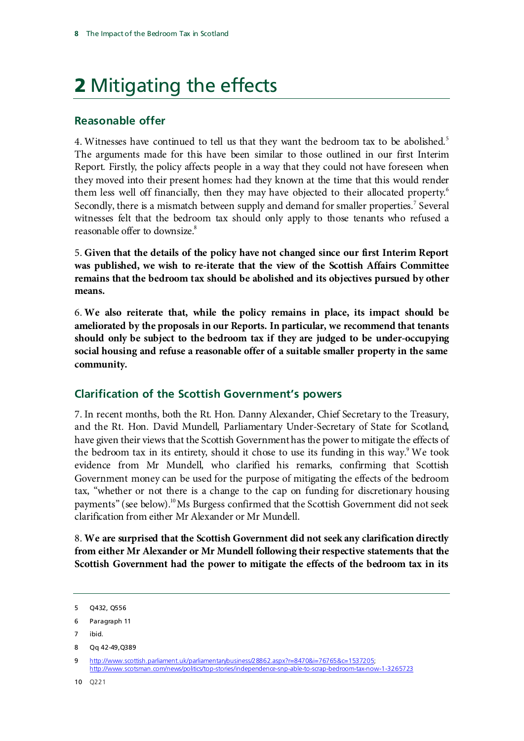# 2 Mitigating the effects

## Reasonable offer

4. Witnesses have continued to tell us that they want the bedroom tax to be abolished.[5] The arguments made for this have been similar to those outlined in our first Interim Report. Firstly, the policy affects people in a way that they could not have foreseen when they moved into their present homes: had they known at the time that this would render them less well off financially, then they may have objected to their allocated property.[6] Secondly, there is a mismatch between supply and demand for smaller properties.[7] Several witnesses felt that the bedroom tax should only apply to those tenants who refused a reasonable offer to downsize.[8]

5. **Given that the details of the policy have not changed since our first Interim Report was published, we wish to re-iterate that the view of the Scottish Affairs Committee remains that the bedroom tax should be abolished and its objectives pursued by other means.**

6. **We also reiterate that, while the policy remains in place, its impact should be ameliorated by the proposals in our Reports. In particular, we recommend that tenants should only be subject to the bedroom tax if they are judged to be under-occupying social housing and refuse a reasonable offer of a suitable smaller property in the same community.**

## Clarification of the Scottish Government's powers

7. In recent months, both the Rt. Hon. Danny Alexander, Chief Secretary to the Treasury, and the Rt. Hon. David Mundell, Parliamentary Under-Secretary of State for Scotland, have given their views that the Scottish Government has the power to mitigate the effects of the bedroom tax in its entirety, should it chose to use its funding in this way.[9] We took evidence from Mr Mundell, who clarified his remarks, confirming that Scottish Government money can be used for the purpose of mitigating the effects of the bedroom tax, "whether or not there is a change to the cap on funding for discretionary housing payments" (see below).[10] Ms Burgess confirmed that the Scottish Government did not seek clarification from either Mr Alexander or Mr Mundell.

8. **We are surprised that the Scottish Government did not seek any clarification directly from either Mr Alexander or Mr Mundell following their respective statements that the Scottish Government had the power to mitigate the effects of the bedroom tax in its**

---

5 Q432, Q556

6 Paragraph 11

7 ibid.

8 Qq 42-49,Q389

9 http://www.scottish.parliament.uk/parliamentarybusiness/28862.aspx?r=8470&i=76765&c=1537205; http://www.scotsman.com/news/politics/top-stories/independence-snp-able-to-scrap-bedroom-tax-now-1-3265723

10 Q221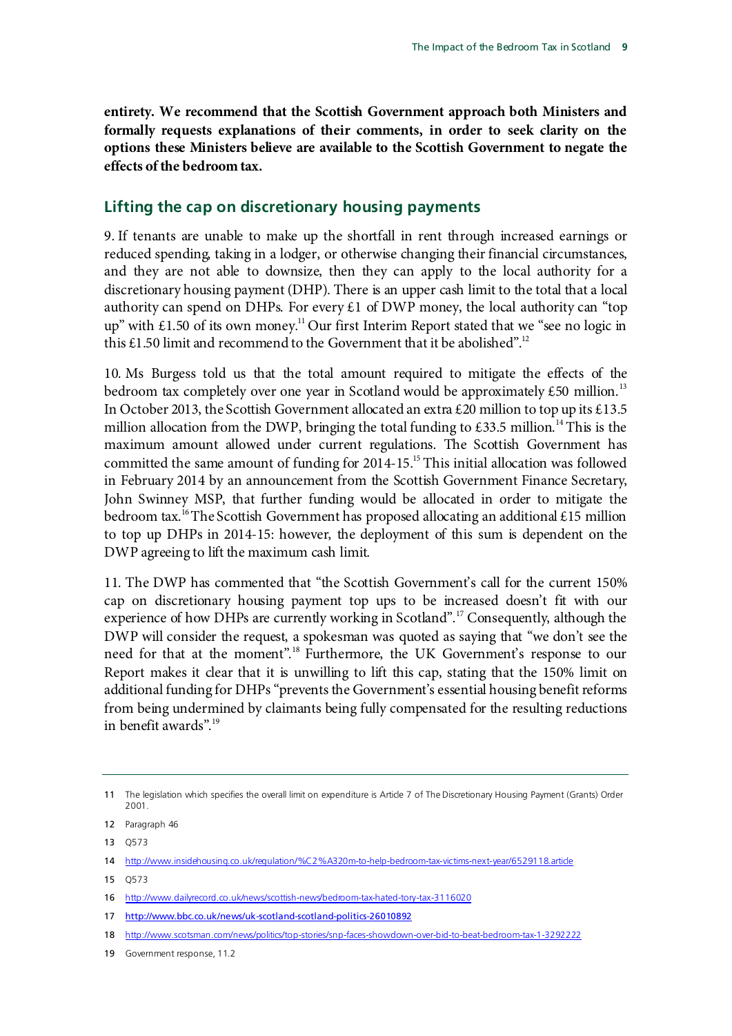**entirety. We recommend that the Scottish Government approach both Ministers and formally requests explanations of their comments, in order to seek clarity on the options these Ministers believe are available to the Scottish Government to negate the effects of the bedroom tax.**

## Lifting the cap on discretionary housing payments

9. If tenants are unable to make up the shortfall in rent through increased earnings or reduced spending, taking in a lodger, or otherwise changing their financial circumstances, and they are not able to downsize, then they can apply to the local authority for a discretionary housing payment (DHP). There is an upper cash limit to the total that a local authority can spend on DHPs. For every £1 of DWP money, the local authority can "top up" with £1.50 of its own money.[11] Our first Interim Report stated that we "see no logic in this £1.50 limit and recommend to the Government that it be abolished".[12]

10. Ms Burgess told us that the total amount required to mitigate the effects of the bedroom tax completely over one year in Scotland would be approximately £50 million.[13] In October 2013, the Scottish Government allocated an extra £20 million to top up its £13.5 million allocation from the DWP, bringing the total funding to £33.5 million.[14] This is the maximum amount allowed under current regulations. The Scottish Government has committed the same amount of funding for 2014-15.[15] This initial allocation was followed in February 2014 by an announcement from the Scottish Government Finance Secretary, John Swinney MSP, that further funding would be allocated in order to mitigate the bedroom tax.[16] The Scottish Government has proposed allocating an additional £15 million to top up DHPs in 2014-15: however, the deployment of this sum is dependent on the DWP agreeing to lift the maximum cash limit.

11. The DWP has commented that "the Scottish Government's call for the current 150% cap on discretionary housing payment top ups to be increased doesn't fit with our experience of how DHPs are currently working in Scotland".[17] Consequently, although the DWP will consider the request, a spokesman was quoted as saying that "we don't see the need for that at the moment".[18] Furthermore, the UK Government's response to our Report makes it clear that it is unwilling to lift this cap, stating that the 150% limit on additional funding for DHPs "prevents the Government's essential housing benefit reforms from being undermined by claimants being fully compensated for the resulting reductions in benefit awards".[19]

---

11 The legislation which specifies the overall limit on expenditure is Article 7 of The Discretionary Housing Payment (Grants) Order 2001.

12 Paragraph 46

13 Q573

14 http://www.insidehousing.co.uk/regulation/%C2%A320m-to-help-bedroom-tax-victims-next-year/6529118.article

15 Q573

16 http://www.dailyrecord.co.uk/news/scottish-news/bedroom-tax-hated-tory-tax-3116020

17 http://www.bbc.co.uk/news/uk-scotland-scotland-politics-26010892

18 http://www.scotsman.com/news/politics/top-stories/snp-faces-showdown-over-bid-to-beat-bedroom-tax-1-3292222

19 Government response, 11.2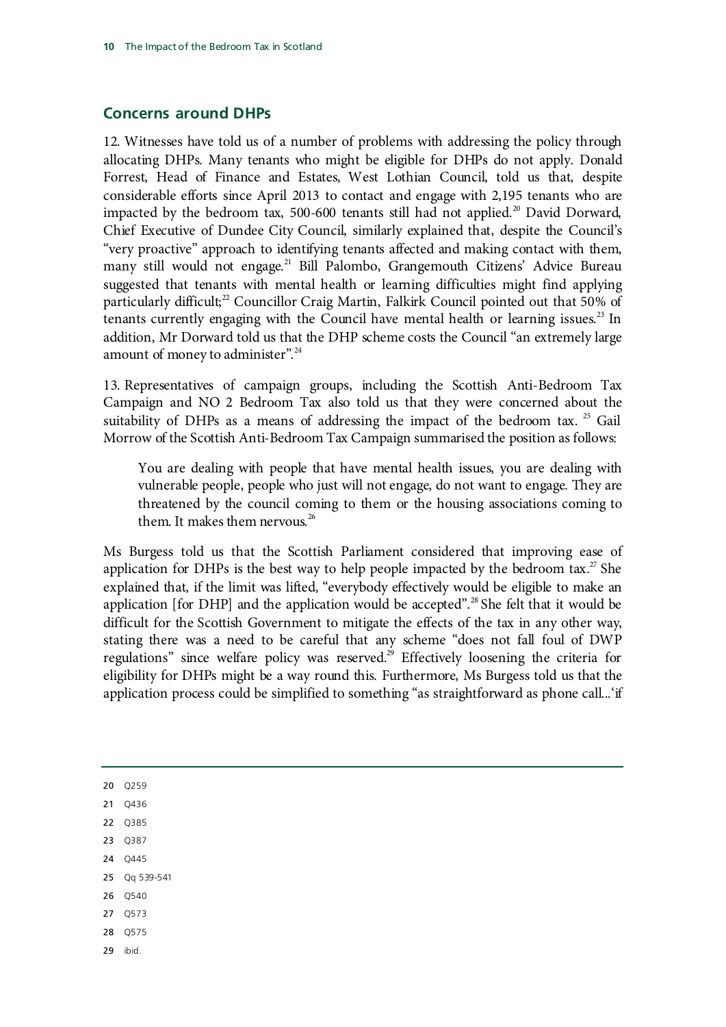## Concerns around DHPs

12. Witnesses have told us of a number of problems with addressing the policy through allocating DHPs. Many tenants who might be eligible for DHPs do not apply. Donald Forrest, Head of Finance and Estates, West Lothian Council, told us that, despite considerable efforts since April 2013 to contact and engage with 2,195 tenants who are impacted by the bedroom tax, 500-600 tenants still had not applied.[20] David Dorward, Chief Executive of Dundee City Council, similarly explained that, despite the Council's "very proactive" approach to identifying tenants affected and making contact with them, many still would not engage.[21] Bill Palombo, Grangemouth Citizens' Advice Bureau suggested that tenants with mental health or learning difficulties might find applying particularly difficult;[22] Councillor Craig Martin, Falkirk Council pointed out that 50% of tenants currently engaging with the Council have mental health or learning issues.[23] In addition, Mr Dorward told us that the DHP scheme costs the Council "an extremely large amount of money to administer".[24]

13. Representatives of campaign groups, including the Scottish Anti-Bedroom Tax Campaign and NO 2 Bedroom Tax also told us that they were concerned about the suitability of DHPs as a means of addressing the impact of the bedroom tax.[25] Gail Morrow of the Scottish Anti-Bedroom Tax Campaign summarised the position as follows:

> You are dealing with people that have mental health issues, you are dealing with vulnerable people, people who just will not engage, do not want to engage. They are threatened by the council coming to them or the housing associations coming to them. It makes them nervous.[26]

Ms Burgess told us that the Scottish Parliament considered that improving ease of application for DHPs is the best way to help people impacted by the bedroom tax.[27] She explained that, if the limit was lifted, "everybody effectively would be eligible to make an application [for DHP] and the application would be accepted".[28] She felt that it would be difficult for the Scottish Government to mitigate the effects of the tax in any other way, stating there was a need to be careful that any scheme "does not fall foul of DWP regulations" since welfare policy was reserved.[29] Effectively loosening the criteria for eligibility for DHPs might be a way round this. Furthermore, Ms Burgess told us that the application process could be simplified to something "as straightforward as phone call…'if

---

20 Q259

21 Q436

22 Q385

23 Q387

24 Q445

25 Qq 539-541

26 Q540

27 Q573

28 Q575

29 ibid.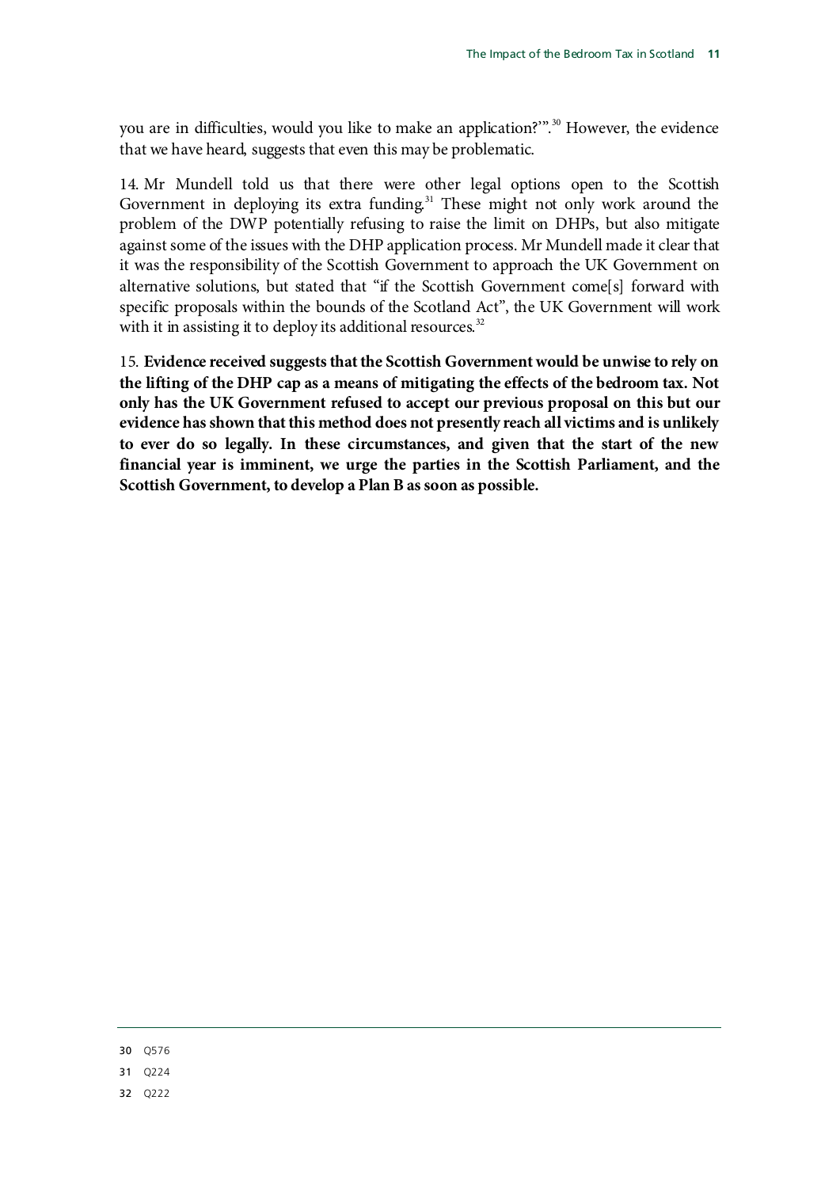you are in difficulties, would you like to make an application?'".[30] However, the evidence that we have heard, suggests that even this may be problematic.

14. Mr Mundell told us that there were other legal options open to the Scottish Government in deploying its extra funding.[31] These might not only work around the problem of the DWP potentially refusing to raise the limit on DHPs, but also mitigate against some of the issues with the DHP application process. Mr Mundell made it clear that it was the responsibility of the Scottish Government to approach the UK Government on alternative solutions, but stated that "if the Scottish Government come[s] forward with specific proposals within the bounds of the Scotland Act", the UK Government will work with it in assisting it to deploy its additional resources.[32]

15. **Evidence received suggests that the Scottish Government would be unwise to rely on the lifting of the DHP cap as a means of mitigating the effects of the bedroom tax. Not only has the UK Government refused to accept our previous proposal on this but our evidence has shown that this method does not presently reach all victims and is unlikely to ever do so legally. In these circumstances, and given that the start of the new financial year is imminent, we urge the parties in the Scottish Parliament, and the Scottish Government, to develop a Plan B as soon as possible.**

---

30 Q576

31 Q224

32 Q222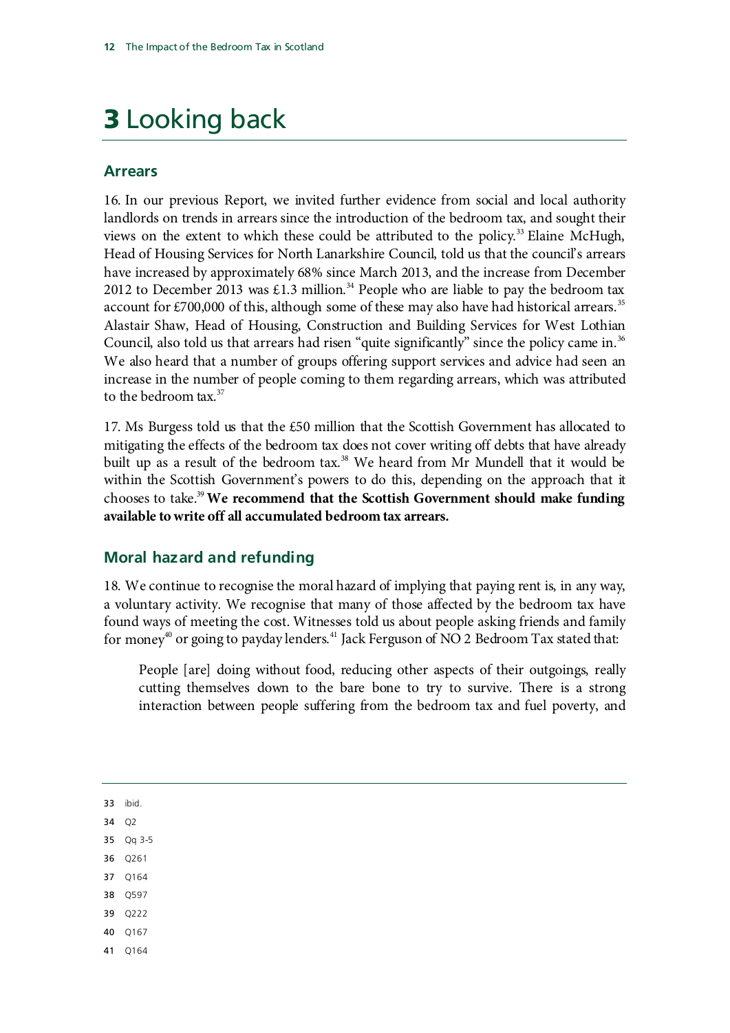# 3 Looking back

## Arrears

16. In our previous Report, we invited further evidence from social and local authority landlords on trends in arrears since the introduction of the bedroom tax, and sought their views on the extent to which these could be attributed to the policy.[33] Elaine McHugh, Head of Housing Services for North Lanarkshire Council, told us that the council's arrears have increased by approximately 68% since March 2013, and the increase from December 2012 to December 2013 was £1.3 million.[34] People who are liable to pay the bedroom tax account for £700,000 of this, although some of these may also have had historical arrears.[35] Alastair Shaw, Head of Housing, Construction and Building Services for West Lothian Council, also told us that arrears had risen "quite significantly" since the policy came in.[36] We also heard that a number of groups offering support services and advice had seen an increase in the number of people coming to them regarding arrears, which was attributed to the bedroom tax.[37]

17. Ms Burgess told us that the £50 million that the Scottish Government has allocated to mitigating the effects of the bedroom tax does not cover writing off debts that have already built up as a result of the bedroom tax.[38] We heard from Mr Mundell that it would be within the Scottish Government's powers to do this, depending on the approach that it chooses to take.[39] **We recommend that the Scottish Government should make funding available to write off all accumulated bedroom tax arrears.**

## Moral hazard and refunding

18. We continue to recognise the moral hazard of implying that paying rent is, in any way, a voluntary activity. We recognise that many of those affected by the bedroom tax have found ways of meeting the cost. Witnesses told us about people asking friends and family for money[40] or going to payday lenders.[41] Jack Ferguson of NO 2 Bedroom Tax stated that:

> People [are] doing without food, reducing other aspects of their outgoings, really cutting themselves down to the bare bone to try to survive. There is a strong interaction between people suffering from the bedroom tax and fuel poverty, and

---

33 ibid.

34 Q2

35 Qq 3-5

36 Q261

37 Q164

38 Q597

39 Q222

40 Q167

41 Q164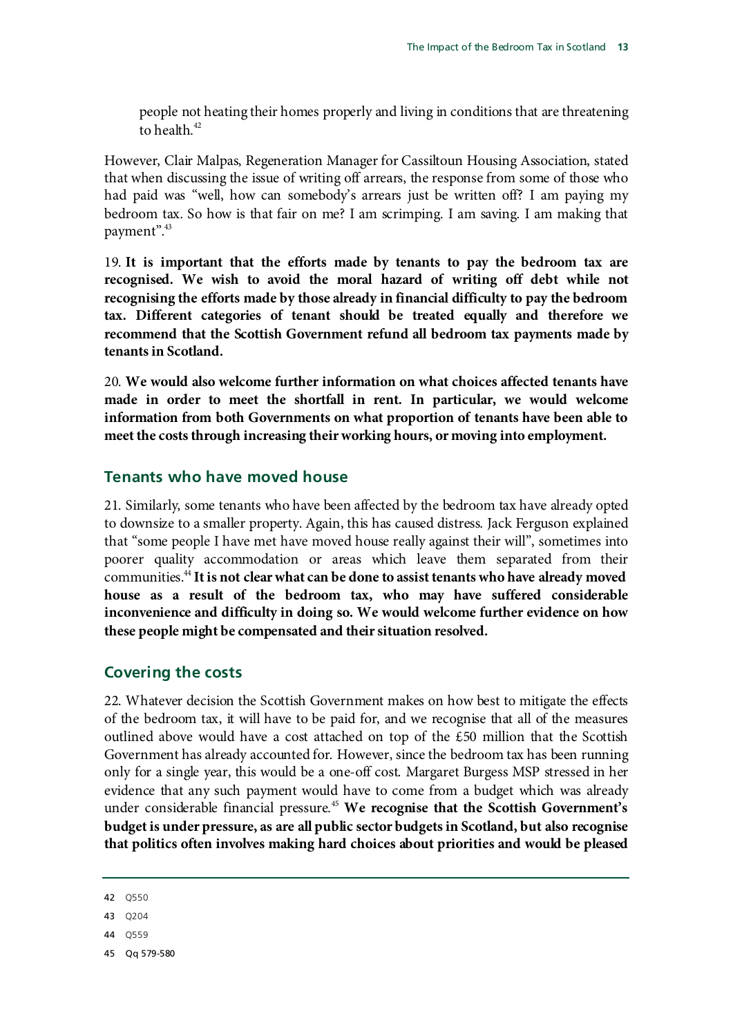people not heating their homes properly and living in conditions that are threatening to health.[42]

However, Clair Malpas, Regeneration Manager for Cassiltoun Housing Association, stated that when discussing the issue of writing off arrears, the response from some of those who had paid was "well, how can somebody's arrears just be written off? I am paying my bedroom tax. So how is that fair on me? I am scrimping. I am saving. I am making that payment".[43]

19. **It is important that the efforts made by tenants to pay the bedroom tax are recognised. We wish to avoid the moral hazard of writing off debt while not recognising the efforts made by those already in financial difficulty to pay the bedroom tax. Different categories of tenant should be treated equally and therefore we recommend that the Scottish Government refund all bedroom tax payments made by tenants in Scotland.**

20. **We would also welcome further information on what choices affected tenants have made in order to meet the shortfall in rent. In particular, we would welcome information from both Governments on what proportion of tenants have been able to meet the costs through increasing their working hours, or moving into employment.**

## Tenants who have moved house

21. Similarly, some tenants who have been affected by the bedroom tax have already opted to downsize to a smaller property. Again, this has caused distress. Jack Ferguson explained that "some people I have met have moved house really against their will", sometimes into poorer quality accommodation or areas which leave them separated from their communities.[44] **It is not clear what can be done to assist tenants who have already moved house as a result of the bedroom tax, who may have suffered considerable inconvenience and difficulty in doing so. We would welcome further evidence on how these people might be compensated and their situation resolved.**

## Covering the costs

22. Whatever decision the Scottish Government makes on how best to mitigate the effects of the bedroom tax, it will have to be paid for, and we recognise that all of the measures outlined above would have a cost attached on top of the £50 million that the Scottish Government has already accounted for. However, since the bedroom tax has been running only for a single year, this would be a one-off cost. Margaret Burgess MSP stressed in her evidence that any such payment would have to come from a budget which was already under considerable financial pressure.[45] **We recognise that the Scottish Government's budget is under pressure, as are all public sector budgets in Scotland, but also recognise that politics often involves making hard choices about priorities and would be pleased**

---

42 Q550

43 Q204

44 Q559

45 Qq 579-580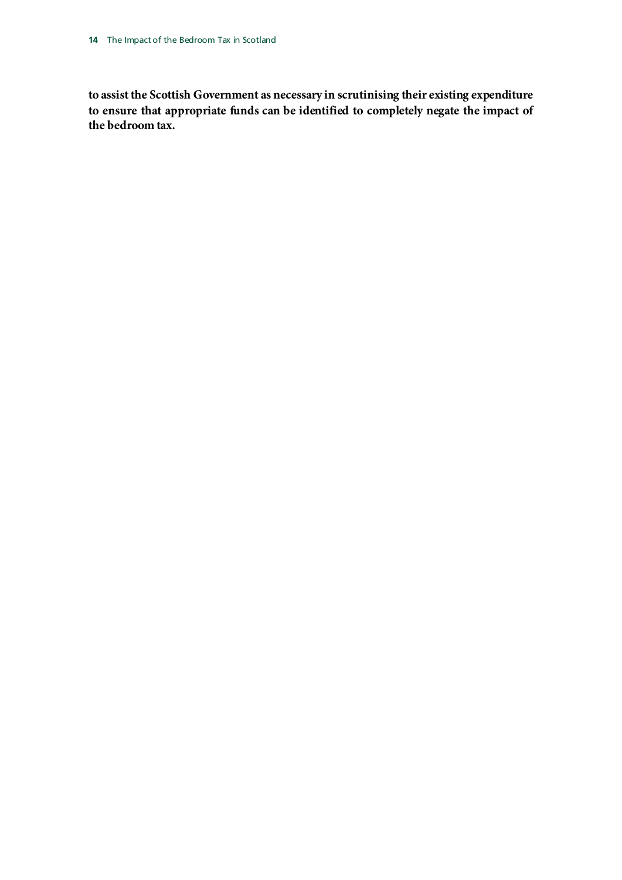**to assist the Scottish Government as necessary in scrutinising their existing expenditure to ensure that appropriate funds can be identified to completely negate the impact of the bedroom tax.**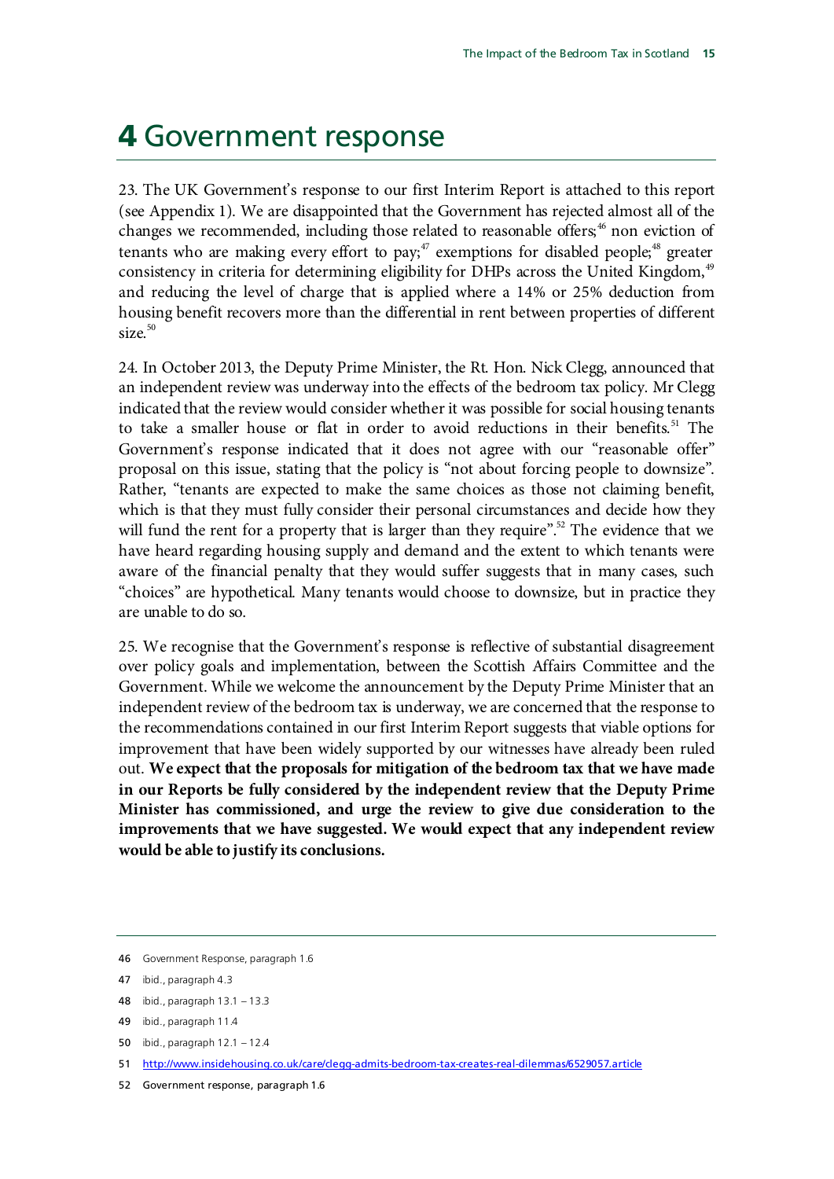# 4 Government response

23. The UK Government's response to our first Interim Report is attached to this report (see Appendix 1). We are disappointed that the Government has rejected almost all of the changes we recommended, including those related to reasonable offers;[46] non eviction of tenants who are making every effort to pay;[47] exemptions for disabled people;[48] greater consistency in criteria for determining eligibility for DHPs across the United Kingdom,[49] and reducing the level of charge that is applied where a 14% or 25% deduction from housing benefit recovers more than the differential in rent between properties of different size.[50]

24. In October 2013, the Deputy Prime Minister, the Rt. Hon. Nick Clegg, announced that an independent review was underway into the effects of the bedroom tax policy. Mr Clegg indicated that the review would consider whether it was possible for social housing tenants to take a smaller house or flat in order to avoid reductions in their benefits.[51] The Government's response indicated that it does not agree with our "reasonable offer" proposal on this issue, stating that the policy is "not about forcing people to downsize". Rather, "tenants are expected to make the same choices as those not claiming benefit, which is that they must fully consider their personal circumstances and decide how they will fund the rent for a property that is larger than they require".[52] The evidence that we have heard regarding housing supply and demand and the extent to which tenants were aware of the financial penalty that they would suffer suggests that in many cases, such "choices" are hypothetical. Many tenants would choose to downsize, but in practice they are unable to do so.

25. We recognise that the Government's response is reflective of substantial disagreement over policy goals and implementation, between the Scottish Affairs Committee and the Government. While we welcome the announcement by the Deputy Prime Minister that an independent review of the bedroom tax is underway, we are concerned that the response to the recommendations contained in our first Interim Report suggests that viable options for improvement that have been widely supported by our witnesses have already been ruled out. **We expect that the proposals for mitigation of the bedroom tax that we have made in our Reports be fully considered by the independent review that the Deputy Prime Minister has commissioned, and urge the review to give due consideration to the improvements that we have suggested. We would expect that any independent review would be able to justify its conclusions.**

---

46 Government Response, paragraph 1.6

47 ibid., paragraph 4.3

48 ibid., paragraph 13.1 – 13.3

49 ibid., paragraph 11.4

50 ibid., paragraph 12.1 – 12.4

51 http://www.insidehousing.co.uk/care/clegg-admits-bedroom-tax-creates-real-dilemmas/6529057.article

52 Government response, paragraph 1.6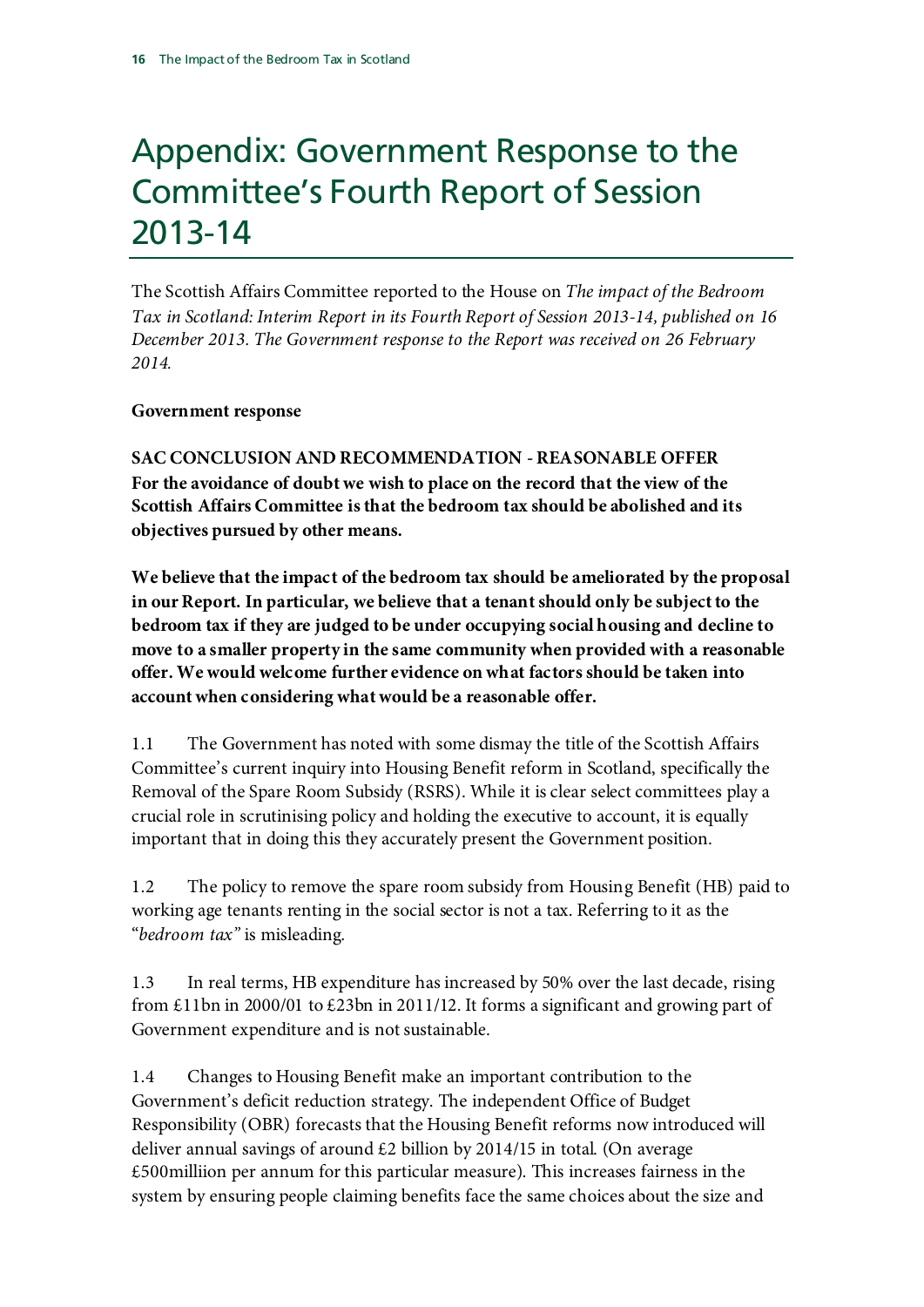# Appendix: Government Response to the Committee's Fourth Report of Session 2013-14

The Scottish Affairs Committee reported to the House on *The impact of the Bedroom Tax in Scotland: Interim Report in its Fourth Report of Session 2013-14, published on 16 December 2013. The Government response to the Report was received on 26 February 2014.*

**Government response**

**SAC CONCLUSION AND RECOMMENDATION - REASONABLE OFFER**
**For the avoidance of doubt we wish to place on the record that the view of the Scottish Affairs Committee is that the bedroom tax should be abolished and its objectives pursued by other means.**

**We believe that the impact of the bedroom tax should be ameliorated by the proposal in our Report. In particular, we believe that a tenant should only be subject to the bedroom tax if they are judged to be under occupying social housing and decline to move to a smaller property in the same community when provided with a reasonable offer. We would welcome further evidence on what factors should be taken into account when considering what would be a reasonable offer.**

1.1 The Government has noted with some dismay the title of the Scottish Affairs Committee's current inquiry into Housing Benefit reform in Scotland, specifically the Removal of the Spare Room Subsidy (RSRS). While it is clear select committees play a crucial role in scrutinising policy and holding the executive to account, it is equally important that in doing this they accurately present the Government position.

1.2 The policy to remove the spare room subsidy from Housing Benefit (HB) paid to working age tenants renting in the social sector is not a tax. Referring to it as the "*bedroom tax*" is misleading.

1.3 In real terms, HB expenditure has increased by 50% over the last decade, rising from £11bn in 2000/01 to £23bn in 2011/12. It forms a significant and growing part of Government expenditure and is not sustainable.

1.4 Changes to Housing Benefit make an important contribution to the Government's deficit reduction strategy. The independent Office of Budget Responsibility (OBR) forecasts that the Housing Benefit reforms now introduced will deliver annual savings of around £2 billion by 2014/15 in total. (On average £500milliion per annum for this particular measure). This increases fairness in the system by ensuring people claiming benefits face the same choices about the size and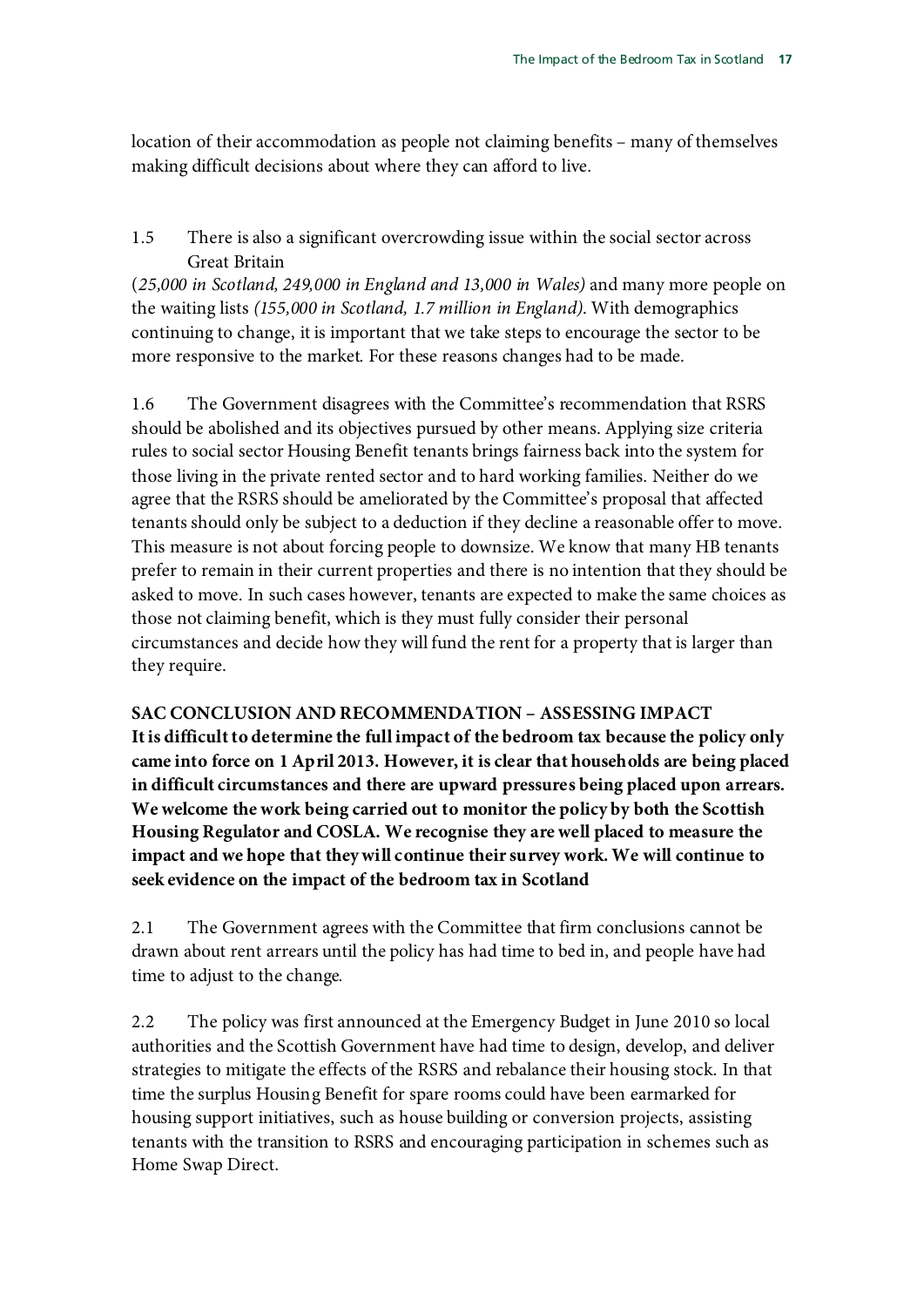location of their accommodation as people not claiming benefits – many of themselves making difficult decisions about where they can afford to live.

1.5 There is also a significant overcrowding issue within the social sector across Great Britain (*25,000 in Scotland, 249,000 in England and 13,000 in Wales)* and many more people on the waiting lists *(155,000 in Scotland, 1.7 million in England)*. With demographics continuing to change, it is important that we take steps to encourage the sector to be more responsive to the market. For these reasons changes had to be made.

1.6 The Government disagrees with the Committee's recommendation that RSRS should be abolished and its objectives pursued by other means. Applying size criteria rules to social sector Housing Benefit tenants brings fairness back into the system for those living in the private rented sector and to hard working families. Neither do we agree that the RSRS should be ameliorated by the Committee's proposal that affected tenants should only be subject to a deduction if they decline a reasonable offer to move. This measure is not about forcing people to downsize. We know that many HB tenants prefer to remain in their current properties and there is no intention that they should be asked to move. In such cases however, tenants are expected to make the same choices as those not claiming benefit, which is they must fully consider their personal circumstances and decide how they will fund the rent for a property that is larger than they require.

**SAC CONCLUSION AND RECOMMENDATION – ASSESSING IMPACT**
**It is difficult to determine the full impact of the bedroom tax because the policy only came into force on 1 April 2013. However, it is clear that households are being placed in difficult circumstances and there are upward pressures being placed upon arrears. We welcome the work being carried out to monitor the policy by both the Scottish Housing Regulator and COSLA. We recognise they are well placed to measure the impact and we hope that they will continue their survey work. We will continue to seek evidence on the impact of the bedroom tax in Scotland**

2.1 The Government agrees with the Committee that firm conclusions cannot be drawn about rent arrears until the policy has had time to bed in, and people have had time to adjust to the change.

2.2 The policy was first announced at the Emergency Budget in June 2010 so local authorities and the Scottish Government have had time to design, develop, and deliver strategies to mitigate the effects of the RSRS and rebalance their housing stock. In that time the surplus Housing Benefit for spare rooms could have been earmarked for housing support initiatives, such as house building or conversion projects, assisting tenants with the transition to RSRS and encouraging participation in schemes such as Home Swap Direct.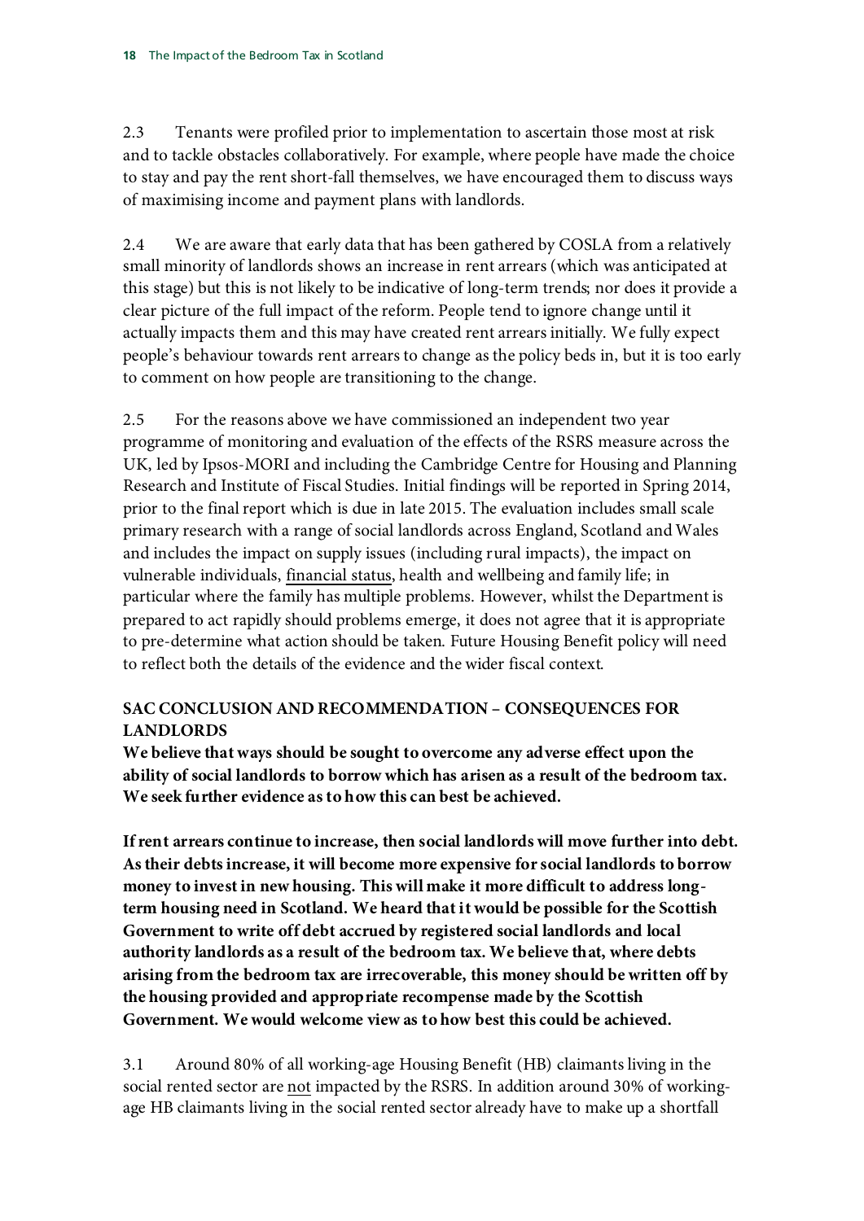2.3 Tenants were profiled prior to implementation to ascertain those most at risk and to tackle obstacles collaboratively. For example, where people have made the choice to stay and pay the rent short-fall themselves, we have encouraged them to discuss ways of maximising income and payment plans with landlords.

2.4 We are aware that early data that has been gathered by COSLA from a relatively small minority of landlords shows an increase in rent arrears (which was anticipated at this stage) but this is not likely to be indicative of long-term trends; nor does it provide a clear picture of the full impact of the reform. People tend to ignore change until it actually impacts them and this may have created rent arrears initially. We fully expect people's behaviour towards rent arrears to change as the policy beds in, but it is too early to comment on how people are transitioning to the change.

2.5 For the reasons above we have commissioned an independent two year programme of monitoring and evaluation of the effects of the RSRS measure across the UK, led by Ipsos-MORI and including the Cambridge Centre for Housing and Planning Research and Institute of Fiscal Studies. Initial findings will be reported in Spring 2014, prior to the final report which is due in late 2015. The evaluation includes small scale primary research with a range of social landlords across England, Scotland and Wales and includes the impact on supply issues (including rural impacts), the impact on vulnerable individuals, <u>financial status</u>, health and wellbeing and family life; in particular where the family has multiple problems. However, whilst the Department is prepared to act rapidly should problems emerge, it does not agree that it is appropriate to pre-determine what action should be taken. Future Housing Benefit policy will need to reflect both the details of the evidence and the wider fiscal context.

**SAC CONCLUSION AND RECOMMENDATION – CONSEQUENCES FOR LANDLORDS**

**We believe that ways should be sought to overcome any adverse effect upon the ability of social landlords to borrow which has arisen as a result of the bedroom tax. We seek further evidence as to how this can best be achieved.**

**If rent arrears continue to increase, then social landlords will move further into debt. As their debts increase, it will become more expensive for social landlords to borrow money to invest in new housing. This will make it more difficult to address long-term housing need in Scotland. We heard that it would be possible for the Scottish Government to write off debt accrued by registered social landlords and local authority landlords as a result of the bedroom tax. We believe that, where debts arising from the bedroom tax are irrecoverable, this money should be written off by the housing provided and appropriate recompense made by the Scottish Government. We would welcome view as to how best this could be achieved.**

3.1 Around 80% of all working-age Housing Benefit (HB) claimants living in the social rented sector are <u>not</u> impacted by the RSRS. In addition around 30% of working-age HB claimants living in the social rented sector already have to make up a shortfall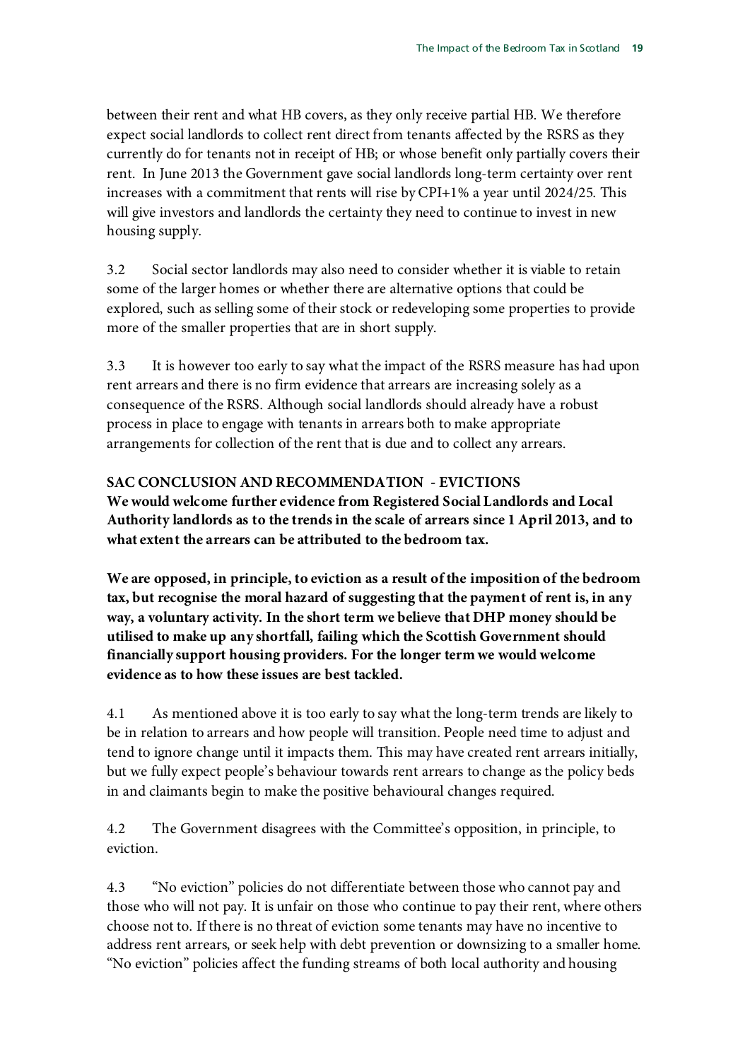between their rent and what HB covers, as they only receive partial HB. We therefore expect social landlords to collect rent direct from tenants affected by the RSRS as they currently do for tenants not in receipt of HB; or whose benefit only partially covers their rent. In June 2013 the Government gave social landlords long-term certainty over rent increases with a commitment that rents will rise by CPI+1% a year until 2024/25. This will give investors and landlords the certainty they need to continue to invest in new housing supply.

3.2 Social sector landlords may also need to consider whether it is viable to retain some of the larger homes or whether there are alternative options that could be explored, such as selling some of their stock or redeveloping some properties to provide more of the smaller properties that are in short supply.

3.3 It is however too early to say what the impact of the RSRS measure has had upon rent arrears and there is no firm evidence that arrears are increasing solely as a consequence of the RSRS. Although social landlords should already have a robust process in place to engage with tenants in arrears both to make appropriate arrangements for collection of the rent that is due and to collect any arrears.

**SAC CONCLUSION AND RECOMMENDATION - EVICTIONS**

**We would welcome further evidence from Registered Social Landlords and Local Authority landlords as to the trends in the scale of arrears since 1 April 2013, and to what extent the arrears can be attributed to the bedroom tax.**

**We are opposed, in principle, to eviction as a result of the imposition of the bedroom tax, but recognise the moral hazard of suggesting that the payment of rent is, in any way, a voluntary activity. In the short term we believe that DHP money should be utilised to make up any shortfall, failing which the Scottish Government should financially support housing providers. For the longer term we would welcome evidence as to how these issues are best tackled.**

4.1 As mentioned above it is too early to say what the long-term trends are likely to be in relation to arrears and how people will transition. People need time to adjust and tend to ignore change until it impacts them. This may have created rent arrears initially, but we fully expect people's behaviour towards rent arrears to change as the policy beds in and claimants begin to make the positive behavioural changes required.

4.2 The Government disagrees with the Committee's opposition, in principle, to eviction.

4.3 "No eviction" policies do not differentiate between those who cannot pay and those who will not pay. It is unfair on those who continue to pay their rent, where others choose not to. If there is no threat of eviction some tenants may have no incentive to address rent arrears, or seek help with debt prevention or downsizing to a smaller home. "No eviction" policies affect the funding streams of both local authority and housing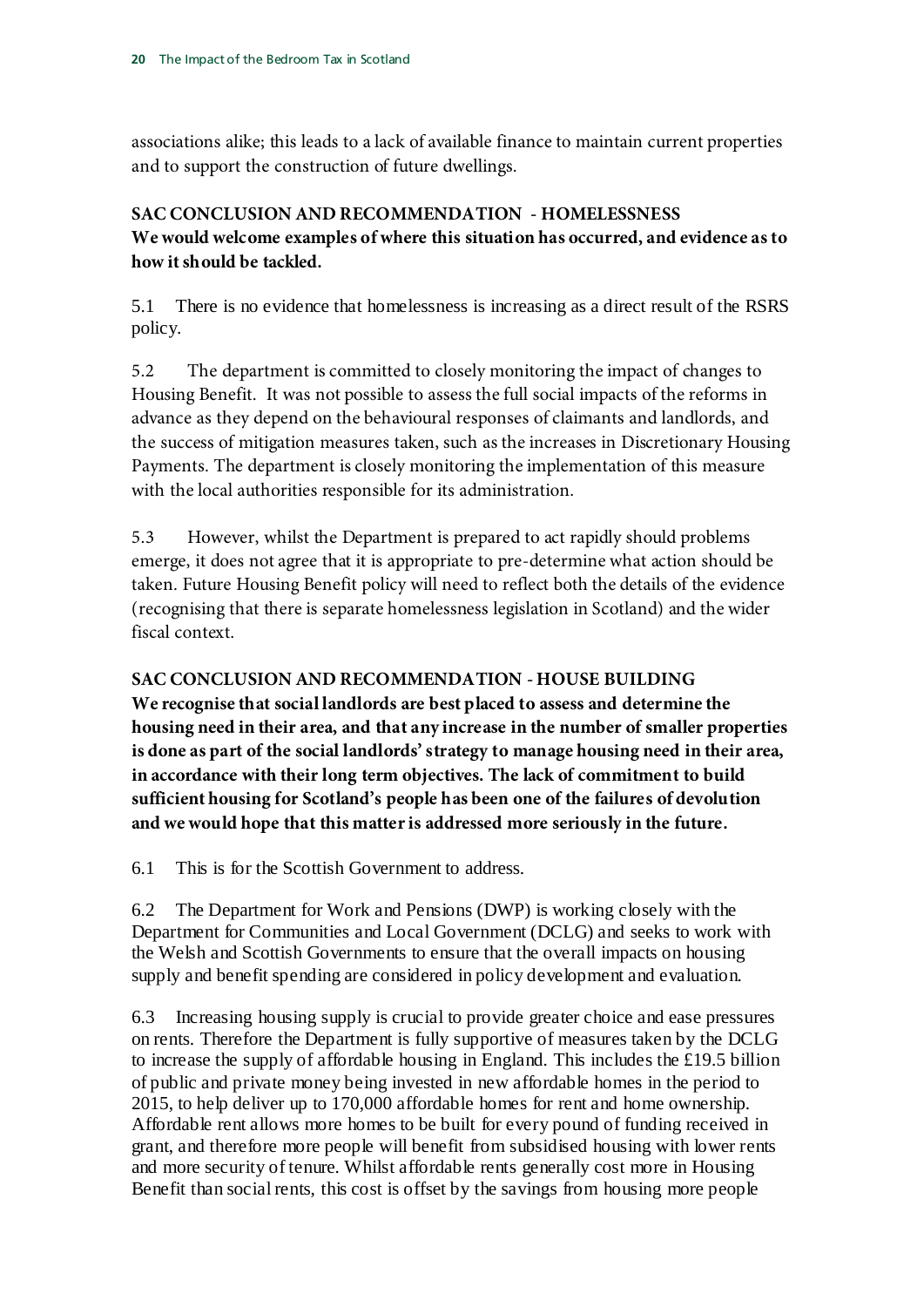associations alike; this leads to a lack of available finance to maintain current properties and to support the construction of future dwellings.

**SAC CONCLUSION AND RECOMMENDATION - HOMELESSNESS**
**We would welcome examples of where this situation has occurred, and evidence as to how it should be tackled.**

5.1 There is no evidence that homelessness is increasing as a direct result of the RSRS policy.

5.2 The department is committed to closely monitoring the impact of changes to Housing Benefit. It was not possible to assess the full social impacts of the reforms in advance as they depend on the behavioural responses of claimants and landlords, and the success of mitigation measures taken, such as the increases in Discretionary Housing Payments. The department is closely monitoring the implementation of this measure with the local authorities responsible for its administration.

5.3 However, whilst the Department is prepared to act rapidly should problems emerge, it does not agree that it is appropriate to pre-determine what action should be taken. Future Housing Benefit policy will need to reflect both the details of the evidence (recognising that there is separate homelessness legislation in Scotland) and the wider fiscal context.

**SAC CONCLUSION AND RECOMMENDATION - HOUSE BUILDING**
**We recognise that social landlords are best placed to assess and determine the housing need in their area, and that any increase in the number of smaller properties is done as part of the social landlords' strategy to manage housing need in their area, in accordance with their long term objectives. The lack of commitment to build sufficient housing for Scotland's people has been one of the failures of devolution and we would hope that this matter is addressed more seriously in the future.**

6.1 This is for the Scottish Government to address.

6.2 The Department for Work and Pensions (DWP) is working closely with the Department for Communities and Local Government (DCLG) and seeks to work with the Welsh and Scottish Governments to ensure that the overall impacts on housing supply and benefit spending are considered in policy development and evaluation.

6.3 Increasing housing supply is crucial to provide greater choice and ease pressures on rents. Therefore the Department is fully supportive of measures taken by the DCLG to increase the supply of affordable housing in England. This includes the £19.5 billion of public and private money being invested in new affordable homes in the period to 2015, to help deliver up to 170,000 affordable homes for rent and home ownership. Affordable rent allows more homes to be built for every pound of funding received in grant, and therefore more people will benefit from subsidised housing with lower rents and more security of tenure. Whilst affordable rents generally cost more in Housing Benefit than social rents, this cost is offset by the savings from housing more people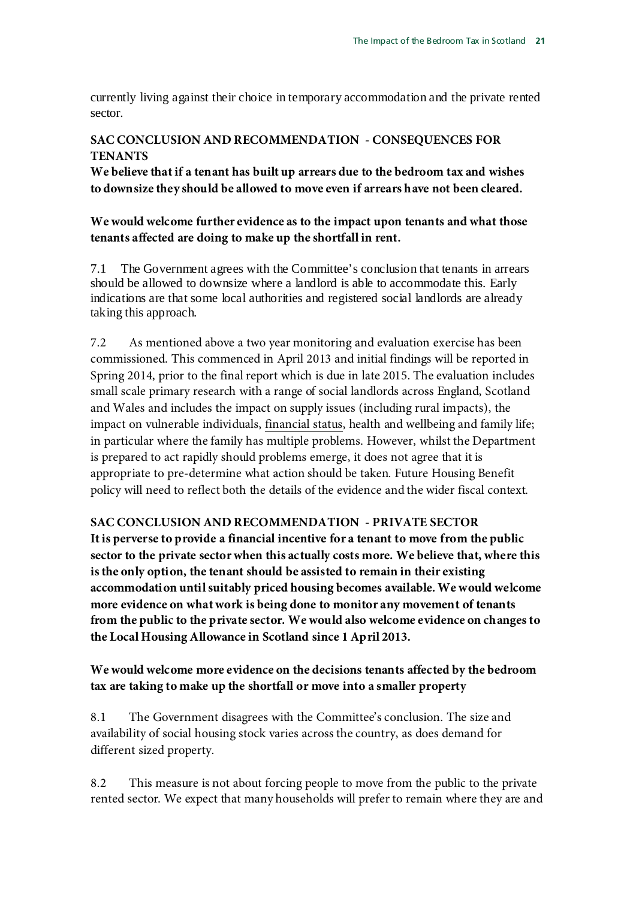currently living against their choice in temporary accommodation and the private rented sector.

**SAC CONCLUSION AND RECOMMENDATION - CONSEQUENCES FOR TENANTS**

**We believe that if a tenant has built up arrears due to the bedroom tax and wishes to downsize they should be allowed to move even if arrears have not been cleared.**

**We would welcome further evidence as to the impact upon tenants and what those tenants affected are doing to make up the shortfall in rent.**

7.1 The Government agrees with the Committee's conclusion that tenants in arrears should be allowed to downsize where a landlord is able to accommodate this. Early indications are that some local authorities and registered social landlords are already taking this approach.

7.2 As mentioned above a two year monitoring and evaluation exercise has been commissioned. This commenced in April 2013 and initial findings will be reported in Spring 2014, prior to the final report which is due in late 2015. The evaluation includes small scale primary research with a range of social landlords across England, Scotland and Wales and includes the impact on supply issues (including rural impacts), the impact on vulnerable individuals, financial status, health and wellbeing and family life; in particular where the family has multiple problems. However, whilst the Department is prepared to act rapidly should problems emerge, it does not agree that it is appropriate to pre-determine what action should be taken. Future Housing Benefit policy will need to reflect both the details of the evidence and the wider fiscal context.

**SAC CONCLUSION AND RECOMMENDATION - PRIVATE SECTOR**

**It is perverse to provide a financial incentive for a tenant to move from the public sector to the private sector when this actually costs more. We believe that, where this is the only option, the tenant should be assisted to remain in their existing accommodation until suitably priced housing becomes available. We would welcome more evidence on what work is being done to monitor any movement of tenants from the public to the private sector. We would also welcome evidence on changes to the Local Housing Allowance in Scotland since 1 April 2013.**

**We would welcome more evidence on the decisions tenants affected by the bedroom tax are taking to make up the shortfall or move into a smaller property**

8.1 The Government disagrees with the Committee's conclusion. The size and availability of social housing stock varies across the country, as does demand for different sized property.

8.2 This measure is not about forcing people to move from the public to the private rented sector. We expect that many households will prefer to remain where they are and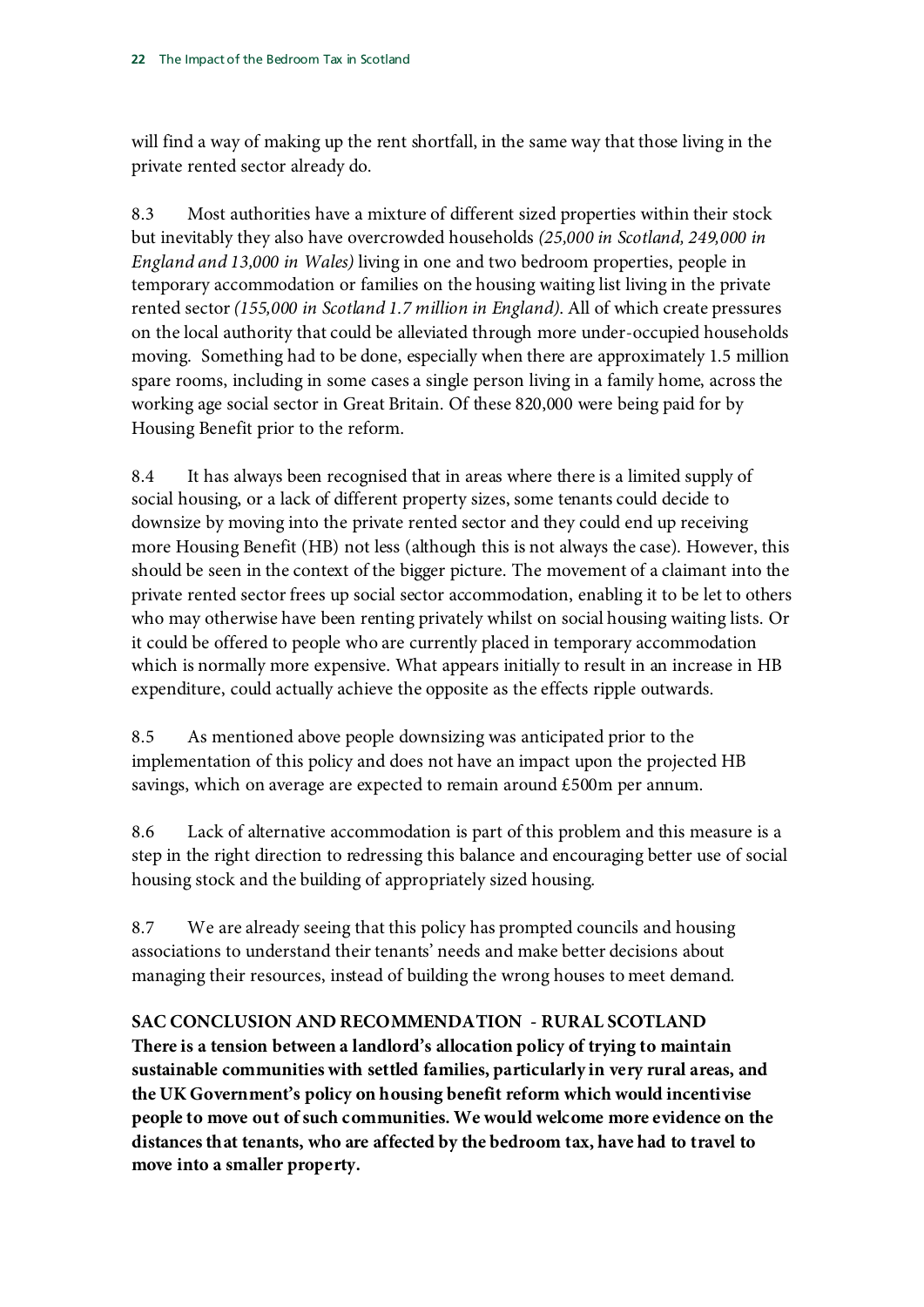will find a way of making up the rent shortfall, in the same way that those living in the private rented sector already do.

8.3 Most authorities have a mixture of different sized properties within their stock but inevitably they also have overcrowded households *(25,000 in Scotland, 249,000 in England and 13,000 in Wales)* living in one and two bedroom properties, people in temporary accommodation or families on the housing waiting list living in the private rented sector *(155,000 in Scotland 1.7 million in England)*. All of which create pressures on the local authority that could be alleviated through more under-occupied households moving. Something had to be done, especially when there are approximately 1.5 million spare rooms, including in some cases a single person living in a family home, across the working age social sector in Great Britain. Of these 820,000 were being paid for by Housing Benefit prior to the reform.

8.4 It has always been recognised that in areas where there is a limited supply of social housing, or a lack of different property sizes, some tenants could decide to downsize by moving into the private rented sector and they could end up receiving more Housing Benefit (HB) not less (although this is not always the case). However, this should be seen in the context of the bigger picture. The movement of a claimant into the private rented sector frees up social sector accommodation, enabling it to be let to others who may otherwise have been renting privately whilst on social housing waiting lists. Or it could be offered to people who are currently placed in temporary accommodation which is normally more expensive. What appears initially to result in an increase in HB expenditure, could actually achieve the opposite as the effects ripple outwards.

8.5 As mentioned above people downsizing was anticipated prior to the implementation of this policy and does not have an impact upon the projected HB savings, which on average are expected to remain around £500m per annum.

8.6 Lack of alternative accommodation is part of this problem and this measure is a step in the right direction to redressing this balance and encouraging better use of social housing stock and the building of appropriately sized housing.

8.7 We are already seeing that this policy has prompted councils and housing associations to understand their tenants' needs and make better decisions about managing their resources, instead of building the wrong houses to meet demand.

**SAC CONCLUSION AND RECOMMENDATION - RURAL SCOTLAND**
**There is a tension between a landlord's allocation policy of trying to maintain sustainable communities with settled families, particularly in very rural areas, and the UK Government's policy on housing benefit reform which would incentivise people to move out of such communities. We would welcome more evidence on the distances that tenants, who are affected by the bedroom tax, have had to travel to move into a smaller property.**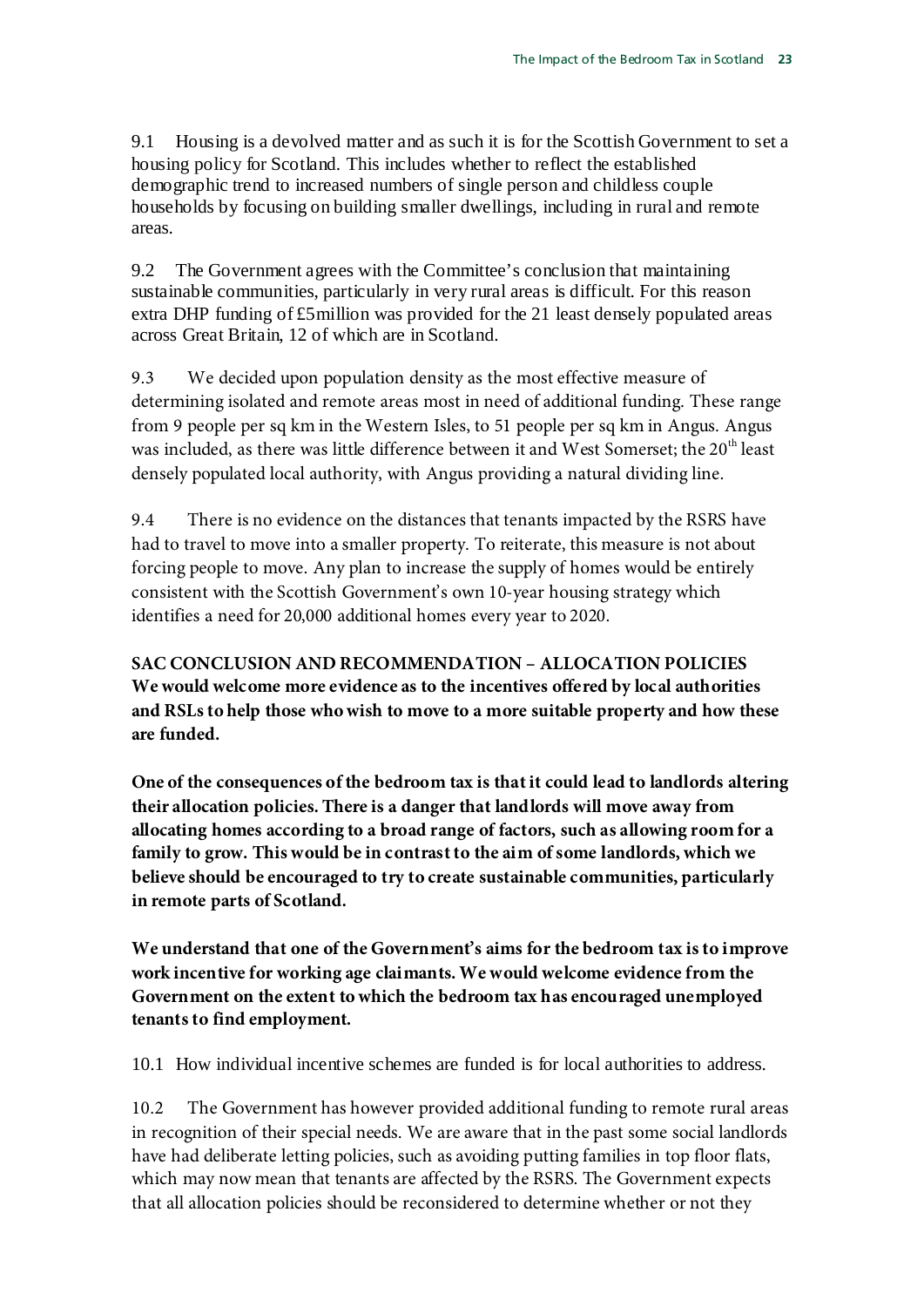9.1 Housing is a devolved matter and as such it is for the Scottish Government to set a housing policy for Scotland. This includes whether to reflect the established demographic trend to increased numbers of single person and childless couple households by focusing on building smaller dwellings, including in rural and remote areas.

9.2 The Government agrees with the Committee's conclusion that maintaining sustainable communities, particularly in very rural areas is difficult. For this reason extra DHP funding of £5million was provided for the 21 least densely populated areas across Great Britain, 12 of which are in Scotland.

9.3 We decided upon population density as the most effective measure of determining isolated and remote areas most in need of additional funding. These range from 9 people per sq km in the Western Isles, to 51 people per sq km in Angus. Angus was included, as there was little difference between it and West Somerset; the 20th least densely populated local authority, with Angus providing a natural dividing line.

9.4 There is no evidence on the distances that tenants impacted by the RSRS have had to travel to move into a smaller property. To reiterate, this measure is not about forcing people to move. Any plan to increase the supply of homes would be entirely consistent with the Scottish Government's own 10-year housing strategy which identifies a need for 20,000 additional homes every year to 2020.

**SAC CONCLUSION AND RECOMMENDATION – ALLOCATION POLICIES**
**We would welcome more evidence as to the incentives offered by local authorities and RSLs to help those who wish to move to a more suitable property and how these are funded.**

**One of the consequences of the bedroom tax is that it could lead to landlords altering their allocation policies. There is a danger that landlords will move away from allocating homes according to a broad range of factors, such as allowing room for a family to grow. This would be in contrast to the aim of some landlords, which we believe should be encouraged to try to create sustainable communities, particularly in remote parts of Scotland.**

**We understand that one of the Government's aims for the bedroom tax is to improve work incentive for working age claimants. We would welcome evidence from the Government on the extent to which the bedroom tax has encouraged unemployed tenants to find employment.**

10.1 How individual incentive schemes are funded is for local authorities to address.

10.2 The Government has however provided additional funding to remote rural areas in recognition of their special needs. We are aware that in the past some social landlords have had deliberate letting policies, such as avoiding putting families in top floor flats, which may now mean that tenants are affected by the RSRS. The Government expects that all allocation policies should be reconsidered to determine whether or not they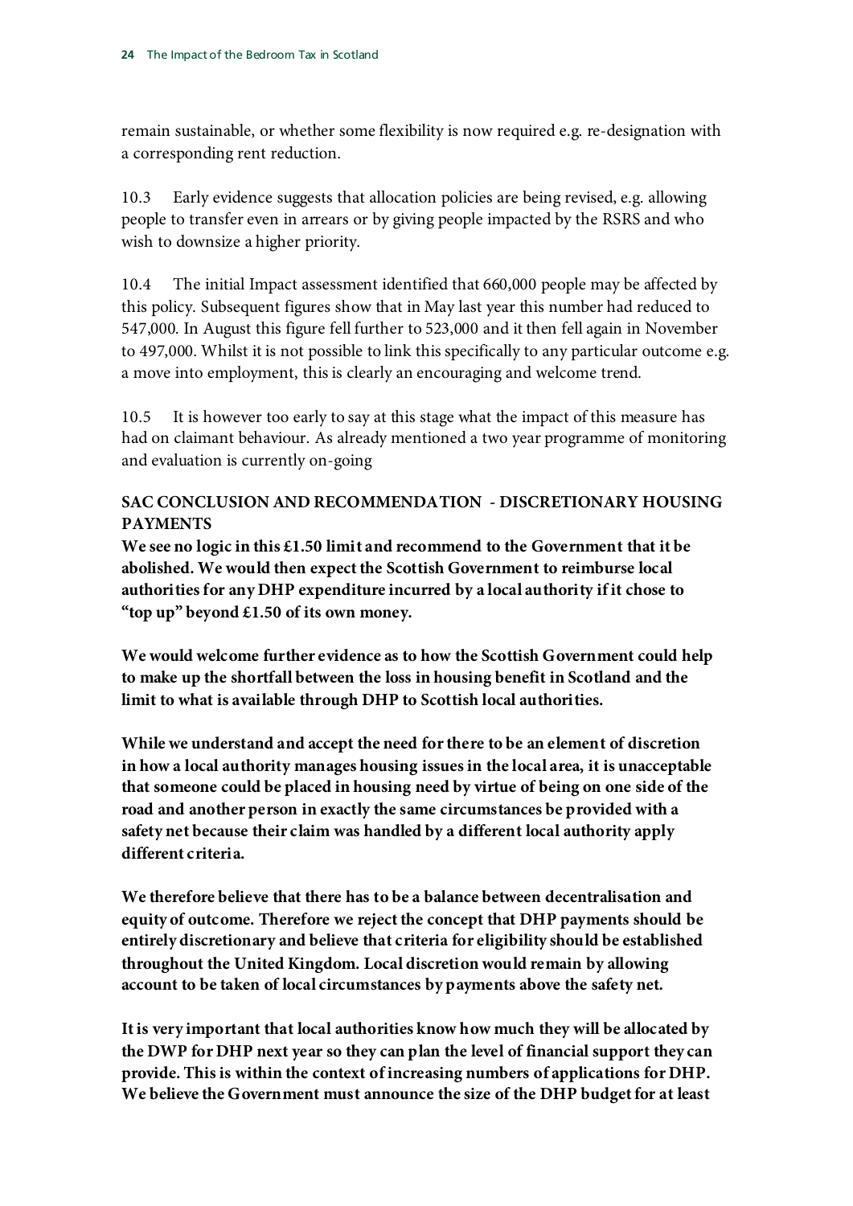remain sustainable, or whether some flexibility is now required e.g. re-designation with a corresponding rent reduction.

10.3 Early evidence suggests that allocation policies are being revised, e.g. allowing people to transfer even in arrears or by giving people impacted by the RSRS and who wish to downsize a higher priority.

10.4 The initial Impact assessment identified that 660,000 people may be affected by this policy. Subsequent figures show that in May last year this number had reduced to 547,000. In August this figure fell further to 523,000 and it then fell again in November to 497,000. Whilst it is not possible to link this specifically to any particular outcome e.g. a move into employment, this is clearly an encouraging and welcome trend.

10.5 It is however too early to say at this stage what the impact of this measure has had on claimant behaviour. As already mentioned a two year programme of monitoring and evaluation is currently on-going

**SAC CONCLUSION AND RECOMMENDATION - DISCRETIONARY HOUSING PAYMENTS**

**We see no logic in this £1.50 limit and recommend to the Government that it be abolished. We would then expect the Scottish Government to reimburse local authorities for any DHP expenditure incurred by a local authority if it chose to "top up" beyond £1.50 of its own money.**

**We would welcome further evidence as to how the Scottish Government could help to make up the shortfall between the loss in housing benefit in Scotland and the limit to what is available through DHP to Scottish local authorities.**

**While we understand and accept the need for there to be an element of discretion in how a local authority manages housing issues in the local area, it is unacceptable that someone could be placed in housing need by virtue of being on one side of the road and another person in exactly the same circumstances be provided with a safety net because their claim was handled by a different local authority apply different criteria.**

**We therefore believe that there has to be a balance between decentralisation and equity of outcome. Therefore we reject the concept that DHP payments should be entirely discretionary and believe that criteria for eligibility should be established throughout the United Kingdom. Local discretion would remain by allowing account to be taken of local circumstances by payments above the safety net.**

**It is very important that local authorities know how much they will be allocated by the DWP for DHP next year so they can plan the level of financial support they can provide. This is within the context of increasing numbers of applications for DHP. We believe the Government must announce the size of the DHP budget for at least**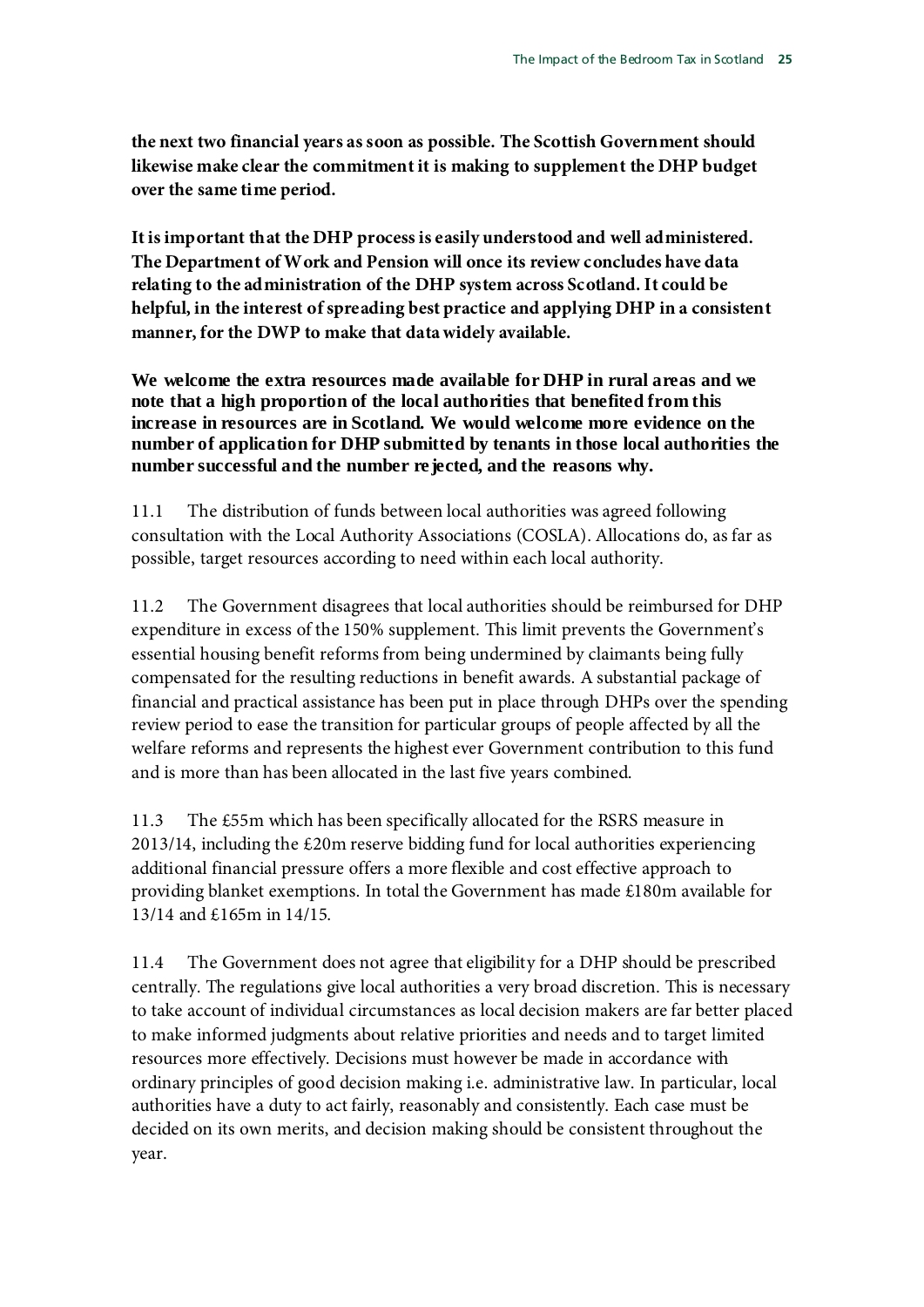**the next two financial years as soon as possible. The Scottish Government should likewise make clear the commitment it is making to supplement the DHP budget over the same time period.**

**It is important that the DHP process is easily understood and well administered. The Department of Work and Pension will once its review concludes have data relating to the administration of the DHP system across Scotland. It could be helpful, in the interest of spreading best practice and applying DHP in a consistent manner, for the DWP to make that data widely available.**

**We welcome the extra resources made available for DHP in rural areas and we note that a high proportion of the local authorities that benefited from this increase in resources are in Scotland. We would welcome more evidence on the number of application for DHP submitted by tenants in those local authorities the number successful and the number rejected, and the reasons why.**

11.1 The distribution of funds between local authorities was agreed following consultation with the Local Authority Associations (COSLA). Allocations do, as far as possible, target resources according to need within each local authority.

11.2 The Government disagrees that local authorities should be reimbursed for DHP expenditure in excess of the 150% supplement. This limit prevents the Government's essential housing benefit reforms from being undermined by claimants being fully compensated for the resulting reductions in benefit awards. A substantial package of financial and practical assistance has been put in place through DHPs over the spending review period to ease the transition for particular groups of people affected by all the welfare reforms and represents the highest ever Government contribution to this fund and is more than has been allocated in the last five years combined.

11.3 The £55m which has been specifically allocated for the RSRS measure in 2013/14, including the £20m reserve bidding fund for local authorities experiencing additional financial pressure offers a more flexible and cost effective approach to providing blanket exemptions. In total the Government has made £180m available for 13/14 and £165m in 14/15.

11.4 The Government does not agree that eligibility for a DHP should be prescribed centrally. The regulations give local authorities a very broad discretion. This is necessary to take account of individual circumstances as local decision makers are far better placed to make informed judgments about relative priorities and needs and to target limited resources more effectively. Decisions must however be made in accordance with ordinary principles of good decision making i.e. administrative law. In particular, local authorities have a duty to act fairly, reasonably and consistently. Each case must be decided on its own merits, and decision making should be consistent throughout the year.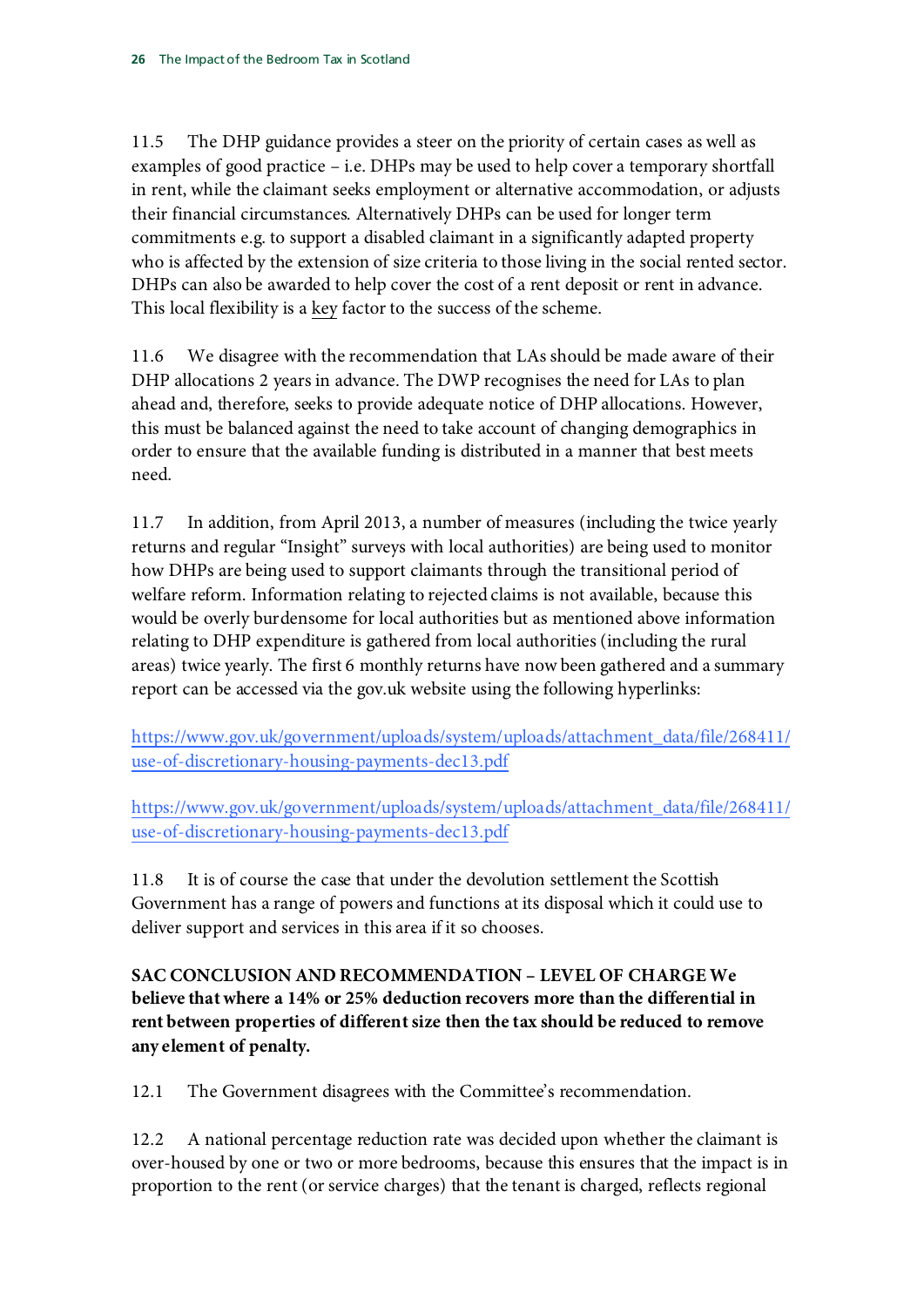11.5 The DHP guidance provides a steer on the priority of certain cases as well as examples of good practice – i.e. DHPs may be used to help cover a temporary shortfall in rent, while the claimant seeks employment or alternative accommodation, or adjusts their financial circumstances. Alternatively DHPs can be used for longer term commitments e.g. to support a disabled claimant in a significantly adapted property who is affected by the extension of size criteria to those living in the social rented sector. DHPs can also be awarded to help cover the cost of a rent deposit or rent in advance. This local flexibility is a key factor to the success of the scheme.

11.6 We disagree with the recommendation that LAs should be made aware of their DHP allocations 2 years in advance. The DWP recognises the need for LAs to plan ahead and, therefore, seeks to provide adequate notice of DHP allocations. However, this must be balanced against the need to take account of changing demographics in order to ensure that the available funding is distributed in a manner that best meets need.

11.7 In addition, from April 2013, a number of measures (including the twice yearly returns and regular "Insight" surveys with local authorities) are being used to monitor how DHPs are being used to support claimants through the transitional period of welfare reform. Information relating to rejected claims is not available, because this would be overly burdensome for local authorities but as mentioned above information relating to DHP expenditure is gathered from local authorities (including the rural areas) twice yearly. The first 6 monthly returns have now been gathered and a summary report can be accessed via the gov.uk website using the following hyperlinks:

https://www.gov.uk/government/uploads/system/uploads/attachment_data/file/268411/use-of-discretionary-housing-payments-dec13.pdf

https://www.gov.uk/government/uploads/system/uploads/attachment_data/file/268411/use-of-discretionary-housing-payments-dec13.pdf

11.8 It is of course the case that under the devolution settlement the Scottish Government has a range of powers and functions at its disposal which it could use to deliver support and services in this area if it so chooses.

**SAC CONCLUSION AND RECOMMENDATION – LEVEL OF CHARGE We believe that where a 14% or 25% deduction recovers more than the differential in rent between properties of different size then the tax should be reduced to remove any element of penalty.**

12.1 The Government disagrees with the Committee's recommendation.

12.2 A national percentage reduction rate was decided upon whether the claimant is over-housed by one or two or more bedrooms, because this ensures that the impact is in proportion to the rent (or service charges) that the tenant is charged, reflects regional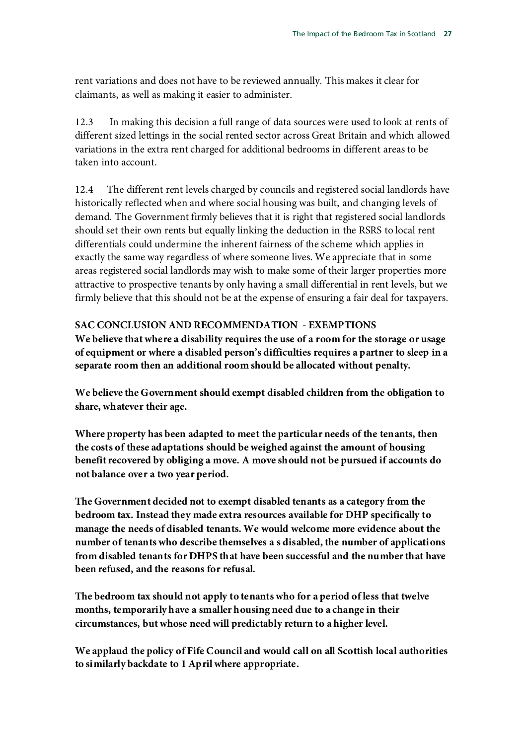rent variations and does not have to be reviewed annually. This makes it clear for claimants, as well as making it easier to administer.

12.3 In making this decision a full range of data sources were used to look at rents of different sized lettings in the social rented sector across Great Britain and which allowed variations in the extra rent charged for additional bedrooms in different areas to be taken into account.

12.4 The different rent levels charged by councils and registered social landlords have historically reflected when and where social housing was built, and changing levels of demand. The Government firmly believes that it is right that registered social landlords should set their own rents but equally linking the deduction in the RSRS to local rent differentials could undermine the inherent fairness of the scheme which applies in exactly the same way regardless of where someone lives. We appreciate that in some areas registered social landlords may wish to make some of their larger properties more attractive to prospective tenants by only having a small differential in rent levels, but we firmly believe that this should not be at the expense of ensuring a fair deal for taxpayers.

**SAC CONCLUSION AND RECOMMENDATION - EXEMPTIONS**

**We believe that where a disability requires the use of a room for the storage or usage of equipment or where a disabled person's difficulties requires a partner to sleep in a separate room then an additional room should be allocated without penalty.**

**We believe the Government should exempt disabled children from the obligation to share, whatever their age.**

**Where property has been adapted to meet the particular needs of the tenants, then the costs of these adaptations should be weighed against the amount of housing benefit recovered by obliging a move. A move should not be pursued if accounts do not balance over a two year period.**

**The Government decided not to exempt disabled tenants as a category from the bedroom tax. Instead they made extra resources available for DHP specifically to manage the needs of disabled tenants. We would welcome more evidence about the number of tenants who describe themselves a s disabled, the number of applications from disabled tenants for DHPS that have been successful and the number that have been refused, and the reasons for refusal.**

**The bedroom tax should not apply to tenants who for a period of less that twelve months, temporarily have a smaller housing need due to a change in their circumstances, but whose need will predictably return to a higher level.**

**We applaud the policy of Fife Council and would call on all Scottish local authorities to similarly backdate to 1 April where appropriate.**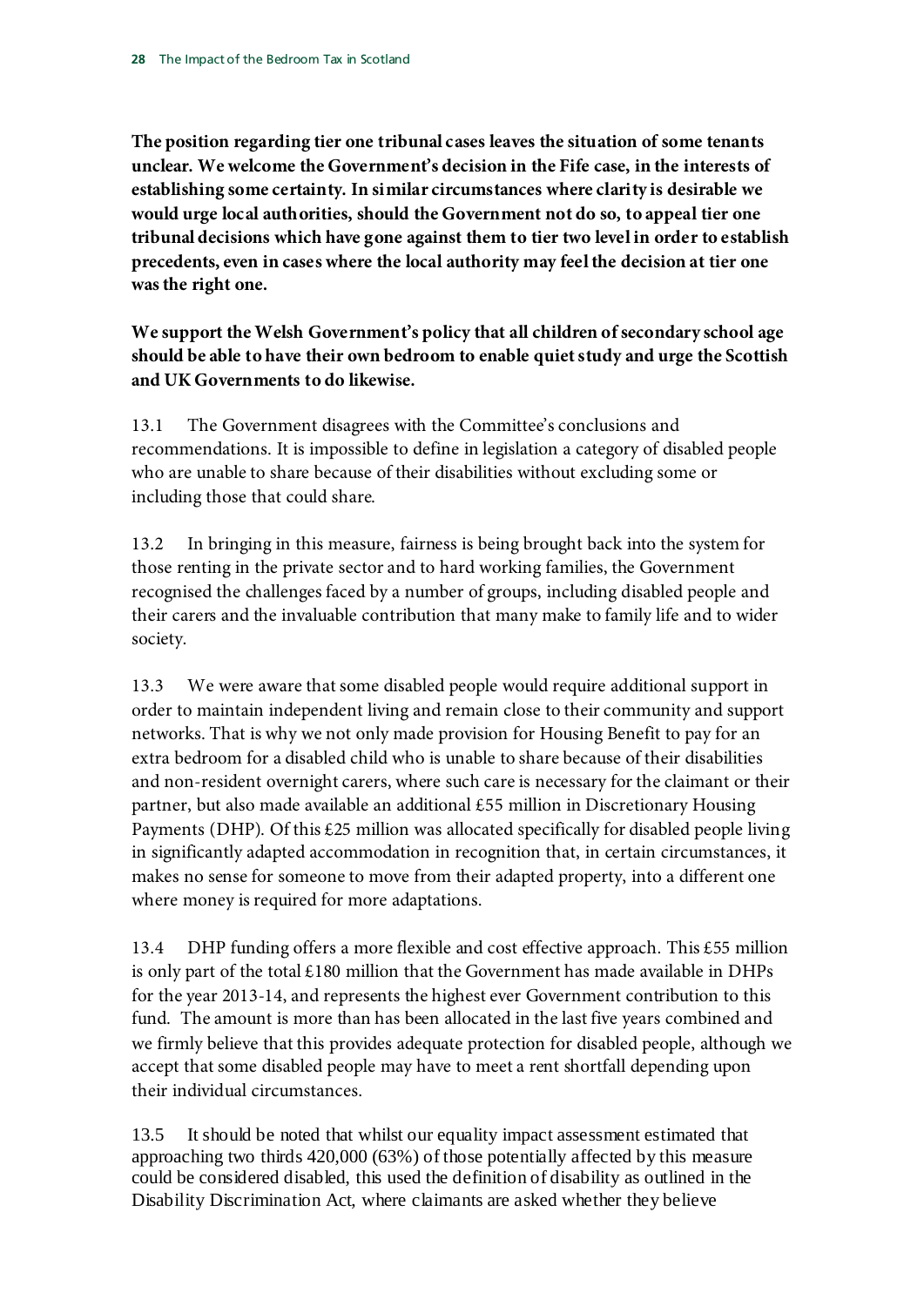**The position regarding tier one tribunal cases leaves the situation of some tenants unclear. We welcome the Government's decision in the Fife case, in the interests of establishing some certainty. In similar circumstances where clarity is desirable we would urge local authorities, should the Government not do so, to appeal tier one tribunal decisions which have gone against them to tier two level in order to establish precedents, even in cases where the local authority may feel the decision at tier one was the right one.**

**We support the Welsh Government's policy that all children of secondary school age should be able to have their own bedroom to enable quiet study and urge the Scottish and UK Governments to do likewise.**

13.1 The Government disagrees with the Committee's conclusions and recommendations. It is impossible to define in legislation a category of disabled people who are unable to share because of their disabilities without excluding some or including those that could share.

13.2 In bringing in this measure, fairness is being brought back into the system for those renting in the private sector and to hard working families, the Government recognised the challenges faced by a number of groups, including disabled people and their carers and the invaluable contribution that many make to family life and to wider society.

13.3 We were aware that some disabled people would require additional support in order to maintain independent living and remain close to their community and support networks. That is why we not only made provision for Housing Benefit to pay for an extra bedroom for a disabled child who is unable to share because of their disabilities and non-resident overnight carers, where such care is necessary for the claimant or their partner, but also made available an additional £55 million in Discretionary Housing Payments (DHP). Of this £25 million was allocated specifically for disabled people living in significantly adapted accommodation in recognition that, in certain circumstances, it makes no sense for someone to move from their adapted property, into a different one where money is required for more adaptations.

13.4 DHP funding offers a more flexible and cost effective approach. This £55 million is only part of the total £180 million that the Government has made available in DHPs for the year 2013-14, and represents the highest ever Government contribution to this fund. The amount is more than has been allocated in the last five years combined and we firmly believe that this provides adequate protection for disabled people, although we accept that some disabled people may have to meet a rent shortfall depending upon their individual circumstances.

13.5 It should be noted that whilst our equality impact assessment estimated that approaching two thirds 420,000 (63%) of those potentially affected by this measure could be considered disabled, this used the definition of disability as outlined in the Disability Discrimination Act, where claimants are asked whether they believe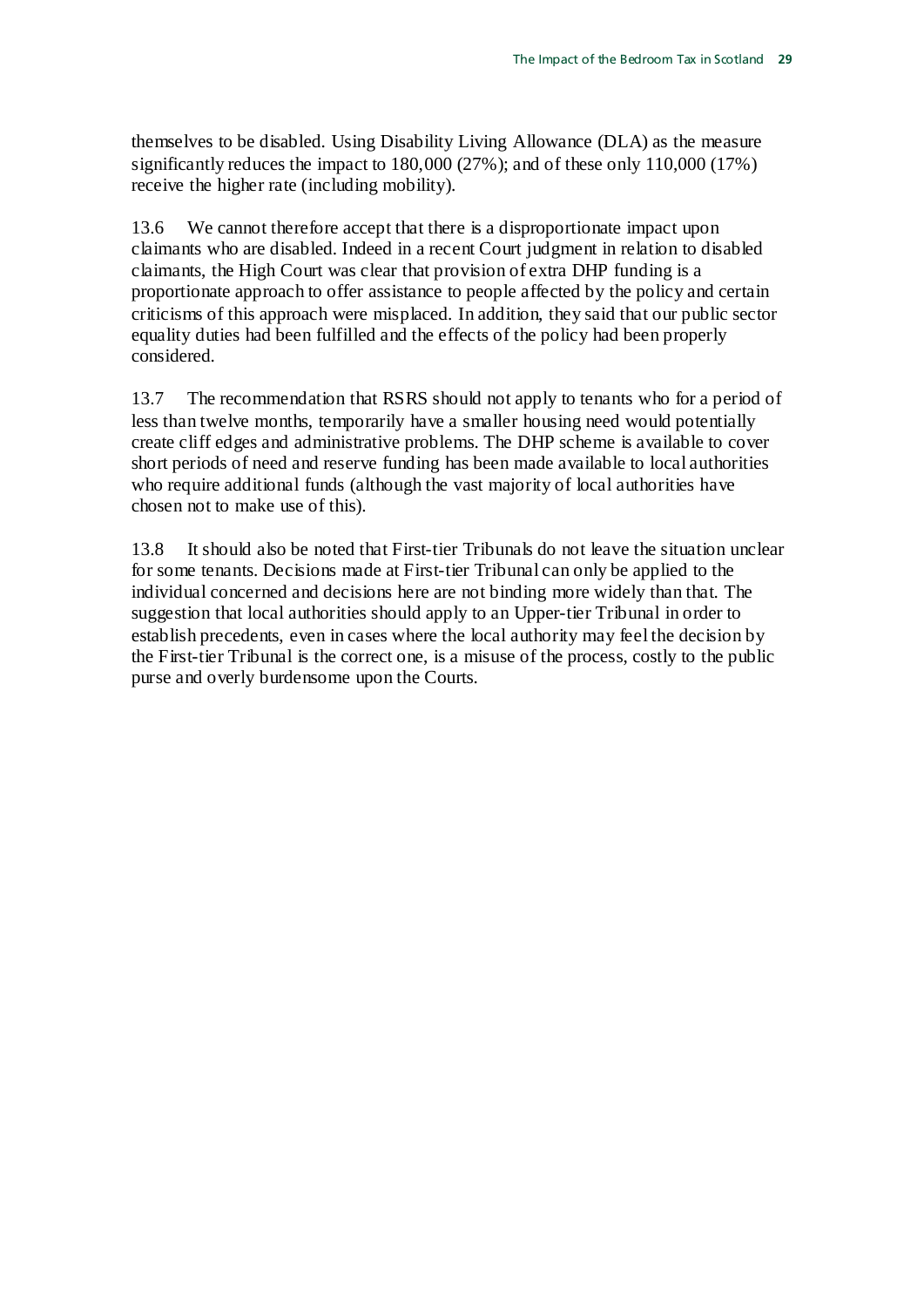themselves to be disabled. Using Disability Living Allowance (DLA) as the measure significantly reduces the impact to 180,000 (27%); and of these only 110,000 (17%) receive the higher rate (including mobility).

13.6 We cannot therefore accept that there is a disproportionate impact upon claimants who are disabled. Indeed in a recent Court judgment in relation to disabled claimants, the High Court was clear that provision of extra DHP funding is a proportionate approach to offer assistance to people affected by the policy and certain criticisms of this approach were misplaced. In addition, they said that our public sector equality duties had been fulfilled and the effects of the policy had been properly considered.

13.7 The recommendation that RSRS should not apply to tenants who for a period of less than twelve months, temporarily have a smaller housing need would potentially create cliff edges and administrative problems. The DHP scheme is available to cover short periods of need and reserve funding has been made available to local authorities who require additional funds (although the vast majority of local authorities have chosen not to make use of this).

13.8 It should also be noted that First-tier Tribunals do not leave the situation unclear for some tenants. Decisions made at First-tier Tribunal can only be applied to the individual concerned and decisions here are not binding more widely than that. The suggestion that local authorities should apply to an Upper-tier Tribunal in order to establish precedents, even in cases where the local authority may feel the decision by the First-tier Tribunal is the correct one, is a misuse of the process, costly to the public purse and overly burdensome upon the Courts.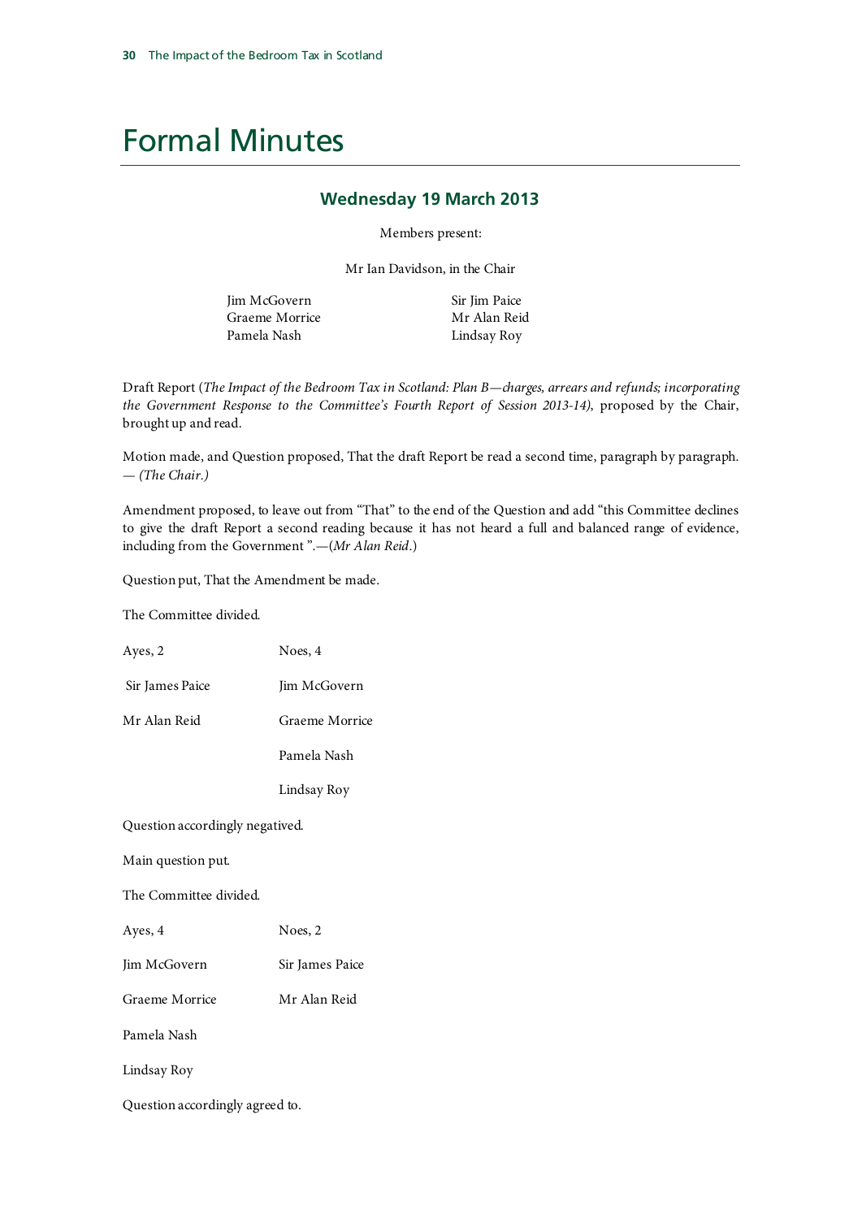# Formal Minutes

## Wednesday 19 March 2013

Members present:

Mr Ian Davidson, in the Chair

Jim McGovern
Graeme Morrice
Pamela Nash
Sir Jim Paice
Mr Alan Reid
Lindsay Roy

Draft Report (*The Impact of the Bedroom Tax in Scotland: Plan B—charges, arrears and refunds; incorporating the Government Response to the Committee's Fourth Report of Session 2013-14)*, proposed by the Chair, brought up and read.

Motion made, and Question proposed, That the draft Report be read a second time, paragraph by paragraph. — *(The Chair.)*

Amendment proposed, to leave out from "That" to the end of the Question and add "this Committee declines to give the draft Report a second reading because it has not heard a full and balanced range of evidence, including from the Government ".—(*Mr Alan Reid*.)

Question put, That the Amendment be made.

The Committee divided.

| Ayes, 2 | Noes, 4 |
|---|---|
| Sir James Paice | Jim McGovern |
| Mr Alan Reid | Graeme Morrice |
| | Pamela Nash |
| | Lindsay Roy |

Question accordingly negatived.

Main question put.

The Committee divided.

| Ayes, 4 | Noes, 2 |
|---|---|
| Jim McGovern | Sir James Paice |
| Graeme Morrice | Mr Alan Reid |
| Pamela Nash | |
| Lindsay Roy | |

Question accordingly agreed to.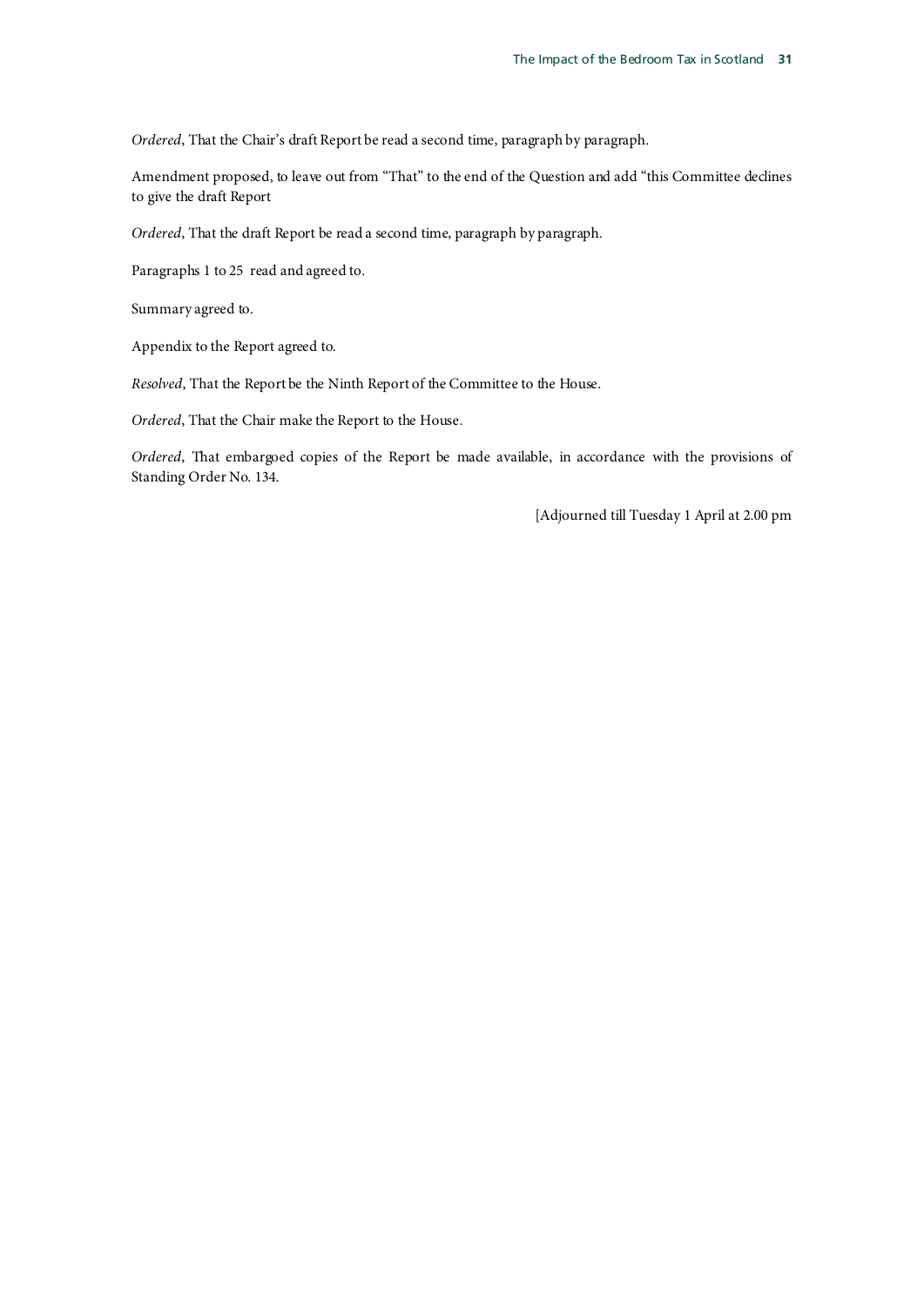*Ordered*, That the Chair's draft Report be read a second time, paragraph by paragraph.

Amendment proposed, to leave out from "That" to the end of the Question and add "this Committee declines to give the draft Report

*Ordered*, That the draft Report be read a second time, paragraph by paragraph.

Paragraphs 1 to 25 read and agreed to.

Summary agreed to.

Appendix to the Report agreed to.

*Resolved*, That the Report be the Ninth Report of the Committee to the House.

*Ordered*, That the Chair make the Report to the House.

*Ordered*, That embargoed copies of the Report be made available, in accordance with the provisions of Standing Order No. 134.

[Adjourned till Tuesday 1 April at 2.00 pm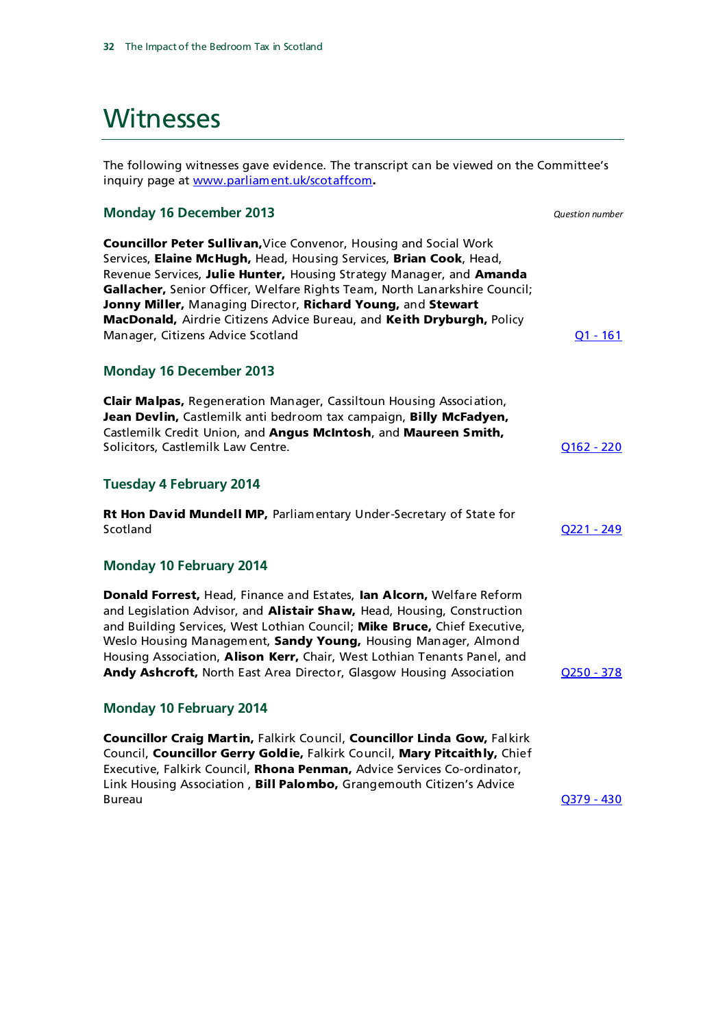# Witnesses

The following witnesses gave evidence. The transcript can be viewed on the Committee's inquiry page at [www.parliament.uk/scotaffcom](www.parliament.uk/scotaffcom).

## Monday 16 December 2013

*Question number*

**Councillor Peter Sullivan,** Vice Convenor, Housing and Social Work Services, **Elaine McHugh,** Head, Housing Services, **Brian Cook**, Head, Revenue Services, **Julie Hunter,** Housing Strategy Manager, and **Amanda Gallacher,** Senior Officer, Welfare Rights Team, North Lanarkshire Council; **Jonny Miller,** Managing Director, **Richard Young,** and **Stewart MacDonald,** Airdrie Citizens Advice Bureau, and **Keith Dryburgh,** Policy Manager, Citizens Advice Scotland — Q1 - 161

## Monday 16 December 2013

**Clair Malpas,** Regeneration Manager, Cassiltoun Housing Association, **Jean Devlin,** Castlemilk anti bedroom tax campaign, **Billy McFadyen,** Castlemilk Credit Union, and **Angus McIntosh**, and **Maureen Smith,** Solicitors, Castlemilk Law Centre. — Q162 - 220

## Tuesday 4 February 2014

**Rt Hon David Mundell MP,** Parliamentary Under-Secretary of State for Scotland — Q221 - 249

## Monday 10 February 2014

**Donald Forrest,** Head, Finance and Estates, **Ian Alcorn,** Welfare Reform and Legislation Advisor, and **Alistair Shaw,** Head, Housing, Construction and Building Services, West Lothian Council; **Mike Bruce,** Chief Executive, Weslo Housing Management, **Sandy Young,** Housing Manager, Almond Housing Association, **Alison Kerr,** Chair, West Lothian Tenants Panel, and **Andy Ashcroft,** North East Area Director, Glasgow Housing Association — Q250 - 378

## Monday 10 February 2014

**Councillor Craig Martin,** Falkirk Council, **Councillor Linda Gow,** Falkirk Council, **Councillor Gerry Goldie,** Falkirk Council, **Mary Pitcaithly,** Chief Executive, Falkirk Council, **Rhona Penman,** Advice Services Co-ordinator, Link Housing Association , **Bill Palombo,** Grangemouth Citizen's Advice Bureau — Q379 - 430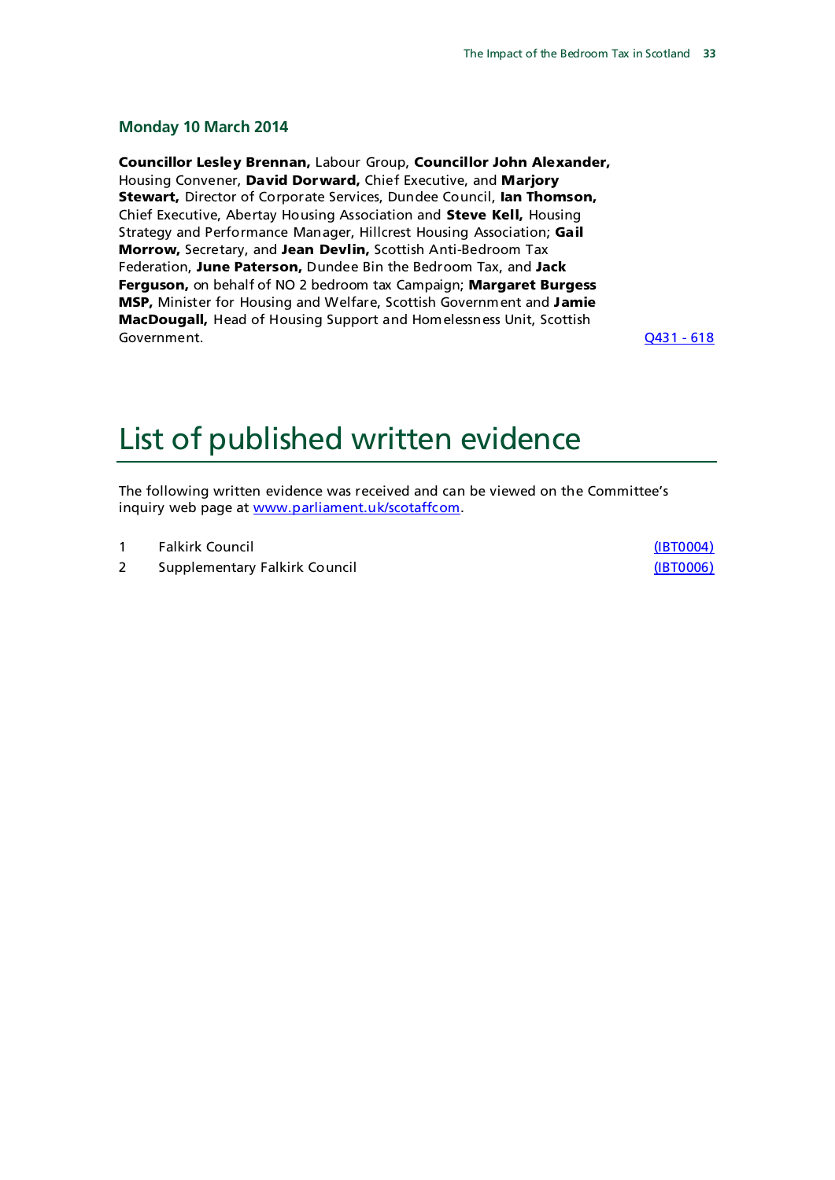### Monday 10 March 2014

**Councillor Lesley Brennan,** Labour Group, **Councillor John Alexander,** Housing Convener, **David Dorward,** Chief Executive, and **Marjory Stewart,** Director of Corporate Services, Dundee Council, **Ian Thomson,** Chief Executive, Abertay Housing Association and **Steve Kell,** Housing Strategy and Performance Manager, Hillcrest Housing Association; **Gail Morrow,** Secretary, and **Jean Devlin,** Scottish Anti-Bedroom Tax Federation, **June Paterson,** Dundee Bin the Bedroom Tax, and **Jack Ferguson,** on behalf of NO 2 bedroom tax Campaign; **Margaret Burgess MSP,** Minister for Housing and Welfare, Scottish Government and **Jamie MacDougall,** Head of Housing Support and Homelessness Unit, Scottish Government. Q431 - 618

# List of published written evidence

The following written evidence was received and can be viewed on the Committee's inquiry web page at www.parliament.uk/scotaffcom.

| | | |
|---|---|---|
| 1 | Falkirk Council | (IBT0004) |
| 2 | Supplementary Falkirk Council | (IBT0006) |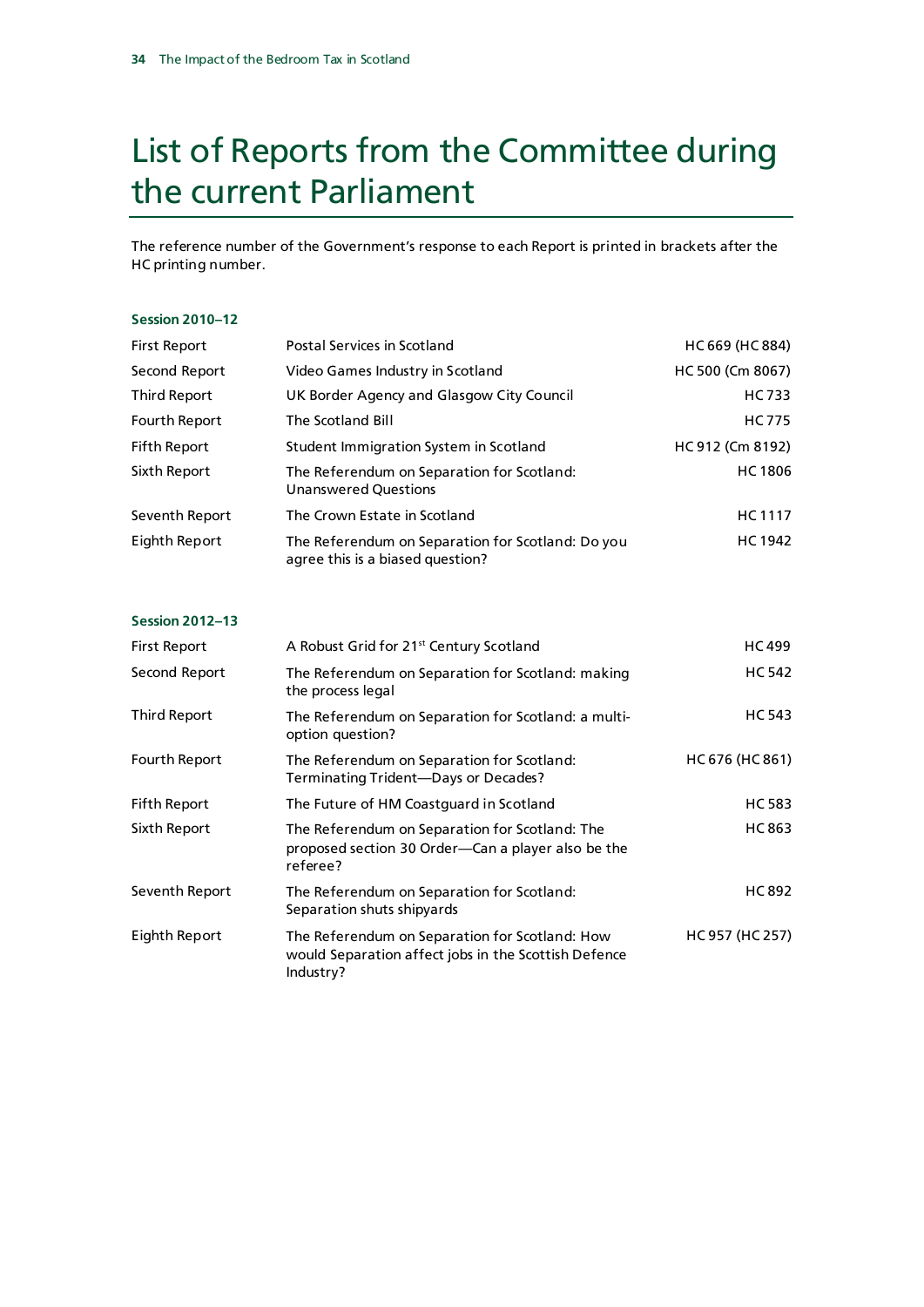# List of Reports from the Committee during the current Parliament

The reference number of the Government's response to each Report is printed in brackets after the HC printing number.

### Session 2010–12

| | | |
|---|---|---|
| First Report | Postal Services in Scotland | HC 669 (HC 884) |
| Second Report | Video Games Industry in Scotland | HC 500 (Cm 8067) |
| Third Report | UK Border Agency and Glasgow City Council | HC 733 |
| Fourth Report | The Scotland Bill | HC 775 |
| Fifth Report | Student Immigration System in Scotland | HC 912 (Cm 8192) |
| Sixth Report | The Referendum on Separation for Scotland: Unanswered Questions | HC 1806 |
| Seventh Report | The Crown Estate in Scotland | HC 1117 |
| Eighth Report | The Referendum on Separation for Scotland: Do you agree this is a biased question? | HC 1942 |

### Session 2012–13

| | | |
|---|---|---|
| First Report | A Robust Grid for 21st Century Scotland | HC 499 |
| Second Report | The Referendum on Separation for Scotland: making the process legal | HC 542 |
| Third Report | The Referendum on Separation for Scotland: a multi-option question? | HC 543 |
| Fourth Report | The Referendum on Separation for Scotland: Terminating Trident—Days or Decades? | HC 676 (HC 861) |
| Fifth Report | The Future of HM Coastguard in Scotland | HC 583 |
| Sixth Report | The Referendum on Separation for Scotland: The proposed section 30 Order—Can a player also be the referee? | HC 863 |
| Seventh Report | The Referendum on Separation for Scotland: Separation shuts shipyards | HC 892 |
| Eighth Report | The Referendum on Separation for Scotland: How would Separation affect jobs in the Scottish Defence Industry? | HC 957 (HC 257) |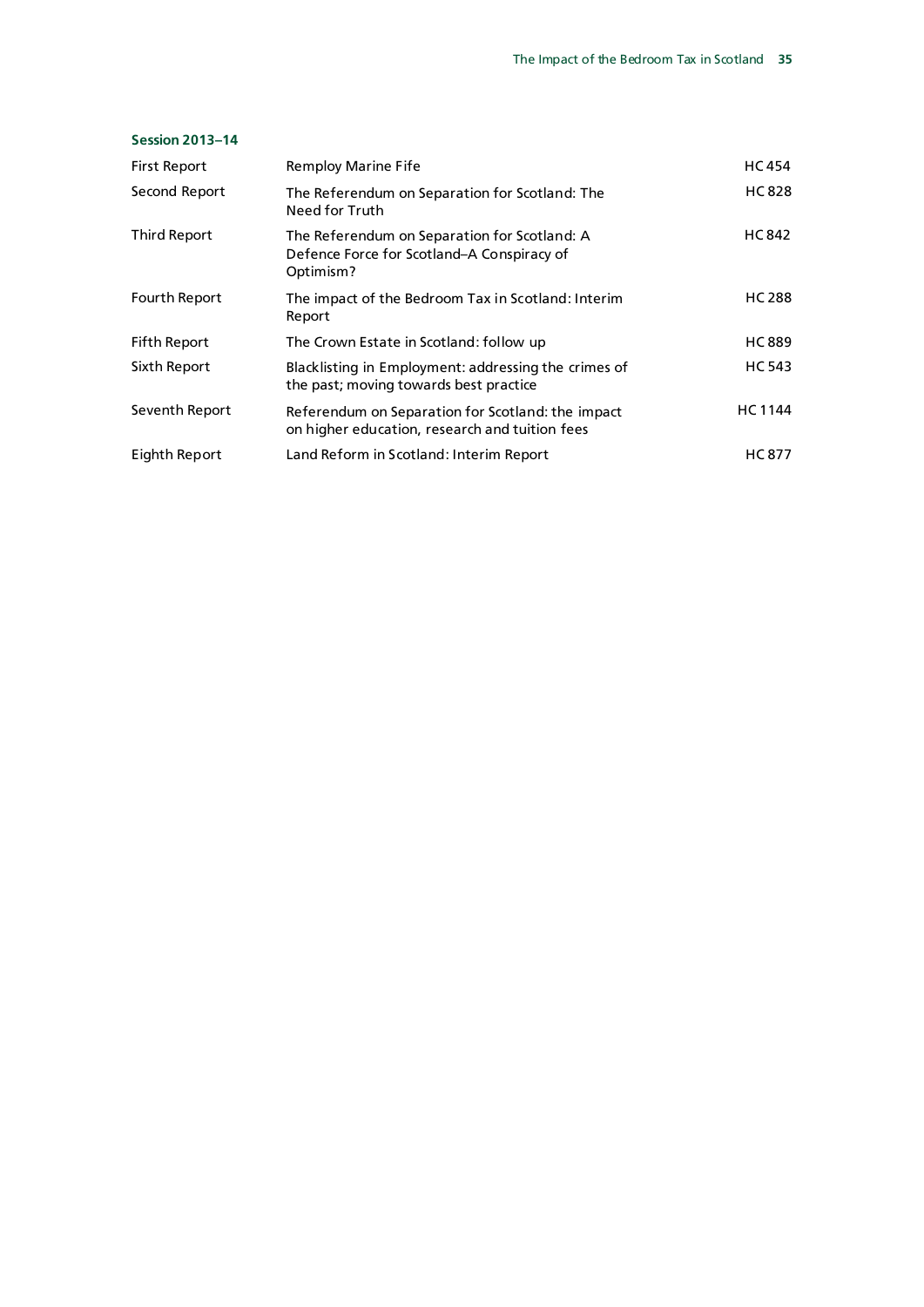### Session 2013–14

| | | |
|---|---|---|
| First Report | Remploy Marine Fife | HC 454 |
| Second Report | The Referendum on Separation for Scotland: The Need for Truth | HC 828 |
| Third Report | The Referendum on Separation for Scotland: A Defence Force for Scotland–A Conspiracy of Optimism? | HC 842 |
| Fourth Report | The impact of the Bedroom Tax in Scotland: Interim Report | HC 288 |
| Fifth Report | The Crown Estate in Scotland: follow up | HC 889 |
| Sixth Report | Blacklisting in Employment: addressing the crimes of the past; moving towards best practice | HC 543 |
| Seventh Report | Referendum on Separation for Scotland: the impact on higher education, research and tuition fees | HC 1144 |
| Eighth Report | Land Reform in Scotland: Interim Report | HC 877 |